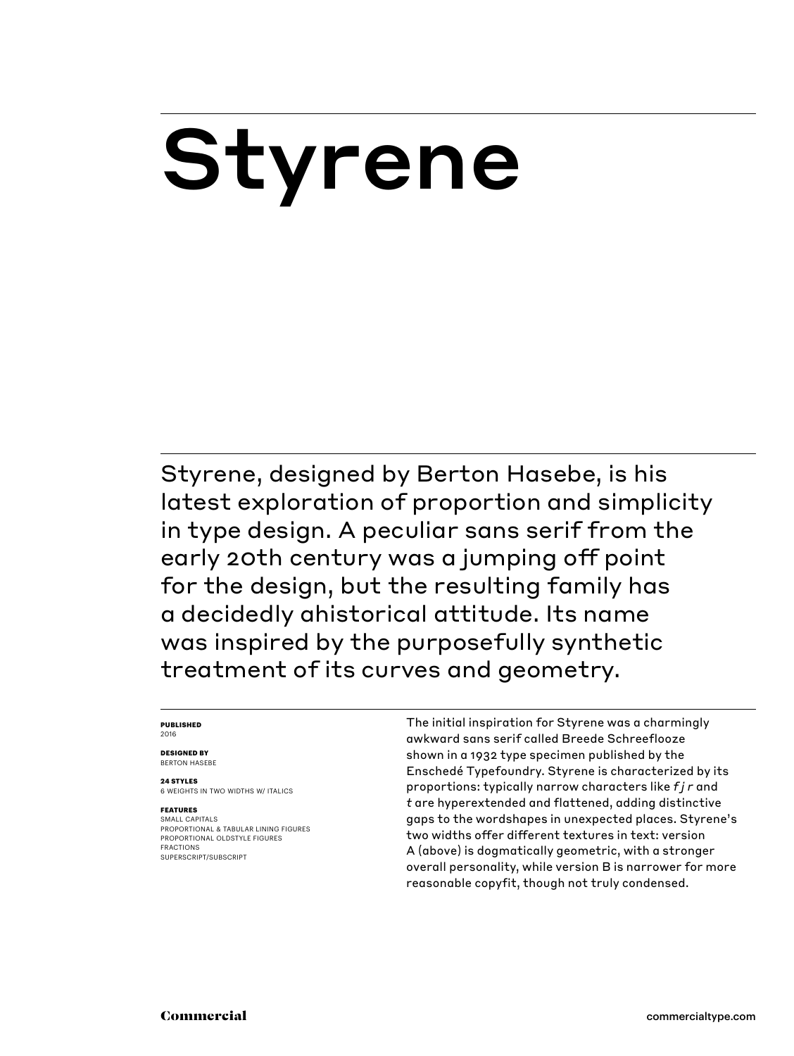# Styrene

Styrene, designed by Berton Hasebe, is his latest exploration of proportion and simplicity in type design. A peculiar sans serif from the early 20th century was a jumping off point for the design, but the resulting family has a decidedly ahistorical attitude. Its name was inspired by the purposefully synthetic treatment of its curves and geometry.

**PUBLISHED**
2016

**DESIGNED BY**
BERTON HASEBE

**24 STYLES**
6 WEIGHTS IN TWO WIDTHS W/ ITALICS

**FEATURES**
SMALL CAPITALS
PROPORTIONAL & TABULAR LINING FIGURES
PROPORTIONAL OLDSTYLE FIGURES
FRACTIONS
SUPERSCRIPT/SUBSCRIPT

The initial inspiration for Styrene was a charmingly awkward sans serif called Breede Schreeflooze shown in a 1932 type specimen published by the Enschedé Typefoundry. Styrene is characterized by its proportions: typically narrow characters like *f j r* and *t* are hyperextended and flattened, adding distinctive gaps to the wordshapes in unexpected places. Styrene's two widths offer different textures in text: version A (above) is dogmatically geometric, with a stronger overall personality, while version B is narrower for more reasonable copyfit, though not truly condensed.

Commercial

commercialtype.com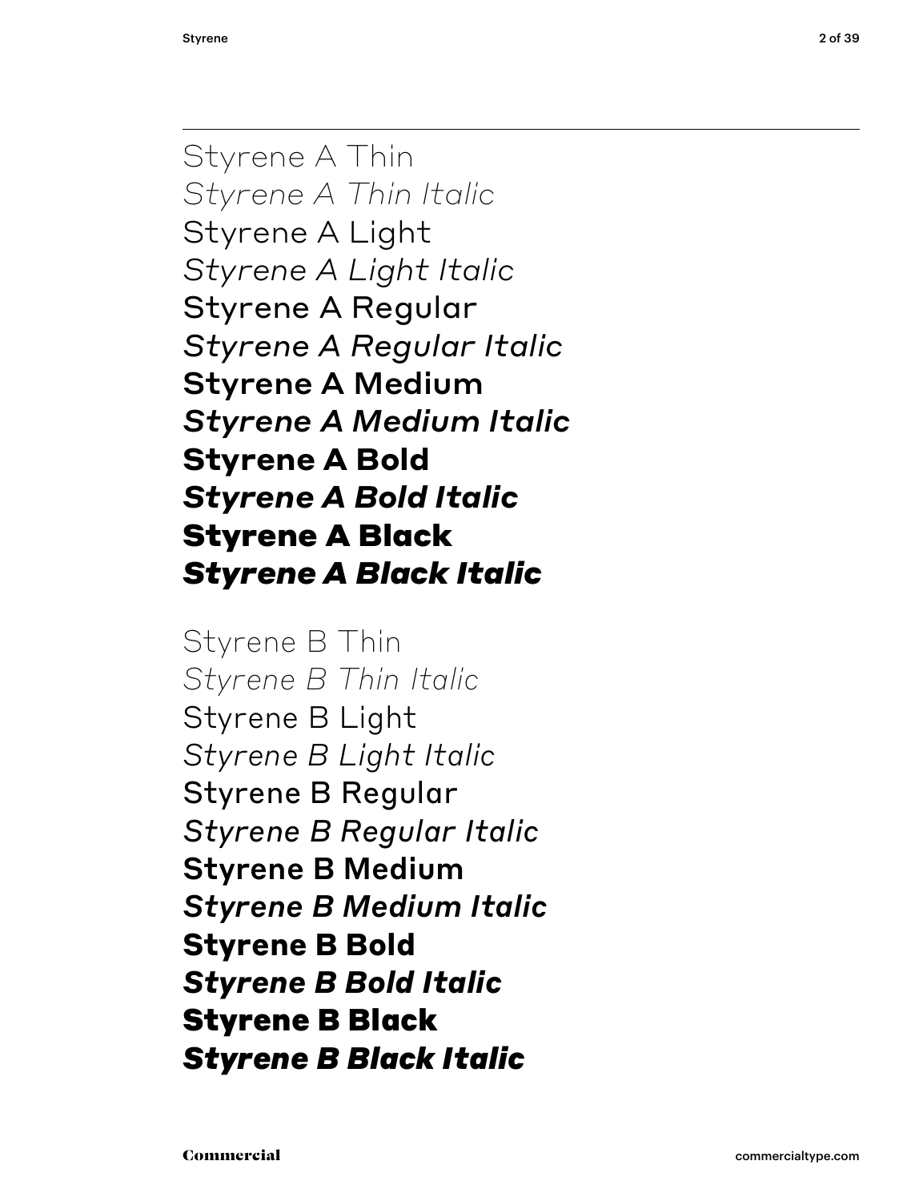Styrene A Thin

*Styrene A Thin Italic*

Styrene A Light

*Styrene A Light Italic*

Styrene A Regular

*Styrene A Regular Italic*

**Styrene A Medium**

***Styrene A Medium Italic***

**Styrene A Bold**

***Styrene A Bold Italic***

**Styrene A Black**

***Styrene A Black Italic***

Styrene B Thin

*Styrene B Thin Italic*

Styrene B Light

*Styrene B Light Italic*

Styrene B Regular

*Styrene B Regular Italic*

**Styrene B Medium**

***Styrene B Medium Italic***

**Styrene B Bold**

***Styrene B Bold Italic***

**Styrene B Black**

***Styrene B Black Italic***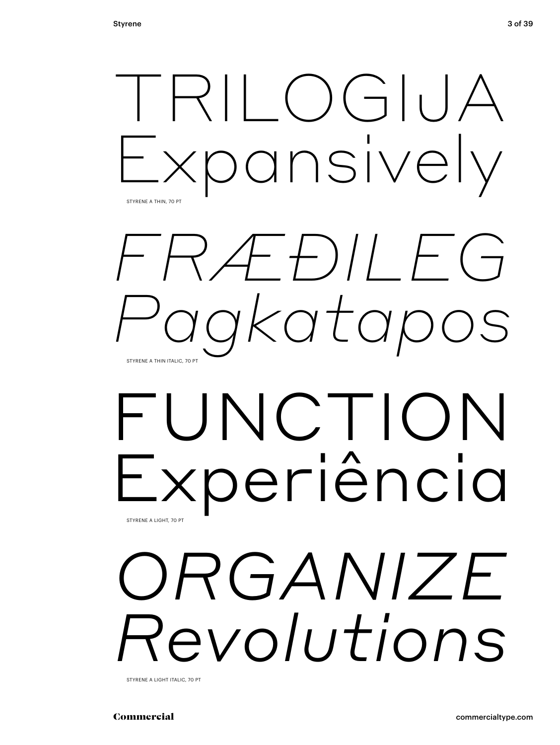TRILOGIJA
Expansively

STYRENE A THIN, 70 PT

*FRÆÐILEG*
*Pagkatapos*

STYRENE A THIN ITALIC, 70 PT

FUNCTION
Experiência

STYRENE A LIGHT, 70 PT

*ORGANIZE*
*Revolutions*

STYRENE A LIGHT ITALIC, 70 PT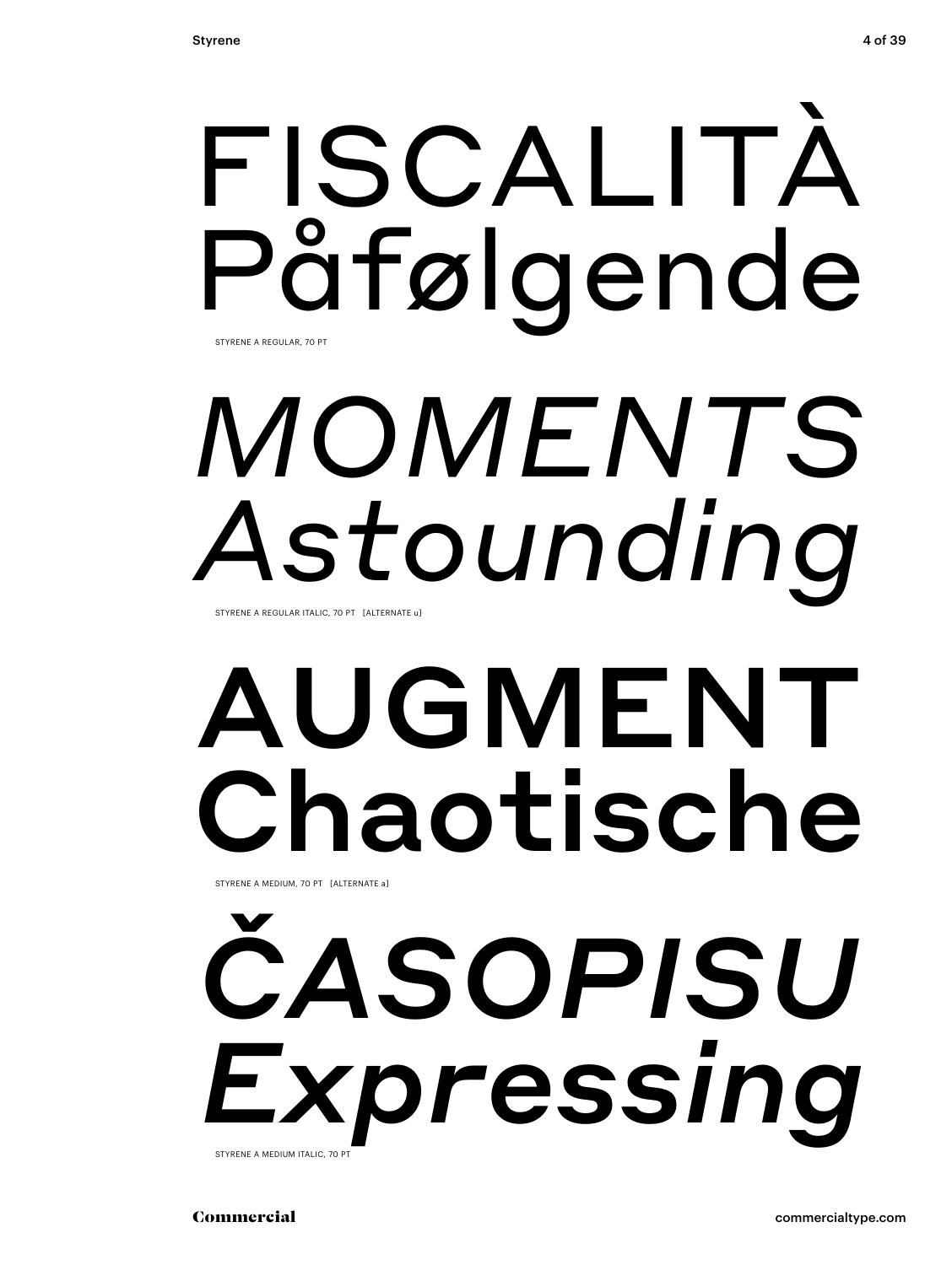FISCALITÀ
Påfølgende

STYRENE A REGULAR, 70 PT

*MOMENTS*
*Astounding*

STYRENE A REGULAR ITALIC, 70 PT [ALTERNATE u]

**AUGMENT**
**Chaotische**

STYRENE A MEDIUM, 70 PT [ALTERNATE a]

***ČASOPISU***
***Expressing***

STYRENE A MEDIUM ITALIC, 70 PT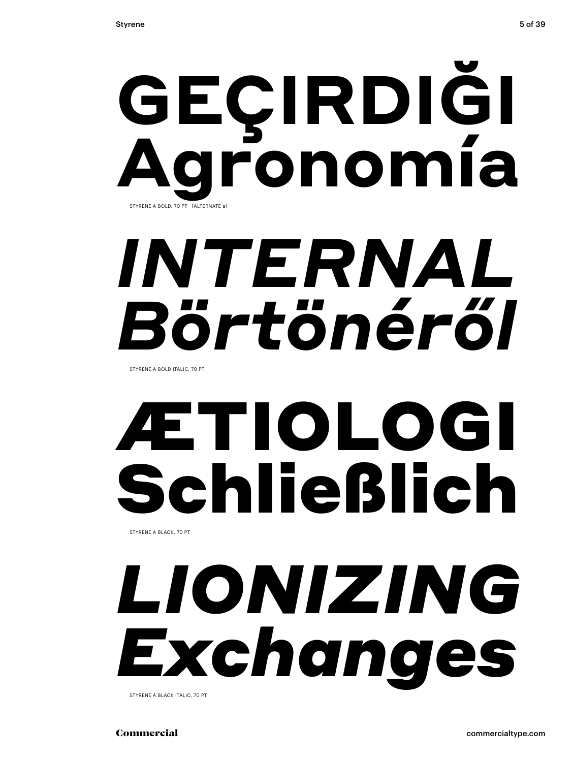**GEÇIRDIĞI**
**Agronomía**

STYRENE A BOLD, 70 PT [ALTERNATE a]

***INTERNAL***
***Börtönéről***

STYRENE A BOLD ITALIC, 70 PT

**ÆTIOLOGI**
**Schließlich**

STYRENE A BLACK, 70 PT

***LIONIZING***
***Exchanges***

STYRENE A BLACK ITALIC, 70 PT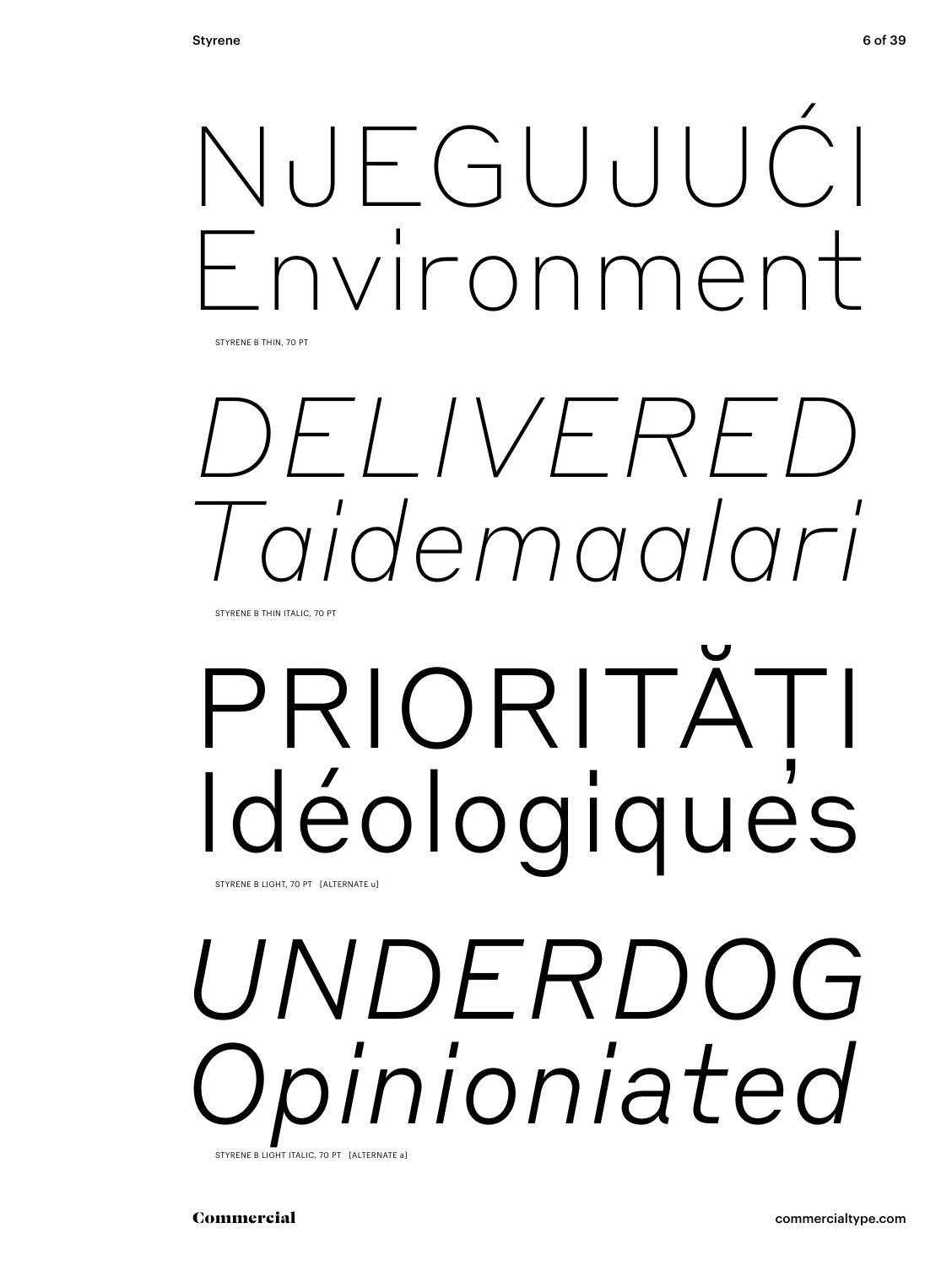NJEGUJUĆI
Environment

STYRENE B THIN, 70 PT

*DELIVERED*
*Taidemaalari*

STYRENE B THIN ITALIC, 70 PT

PRIORITĂȚI
Idéologiques

STYRENE B LIGHT, 70 PT [ALTERNATE u]

*UNDERDOG*
*Opinioniated*

STYRENE B LIGHT ITALIC, 70 PT [ALTERNATE a]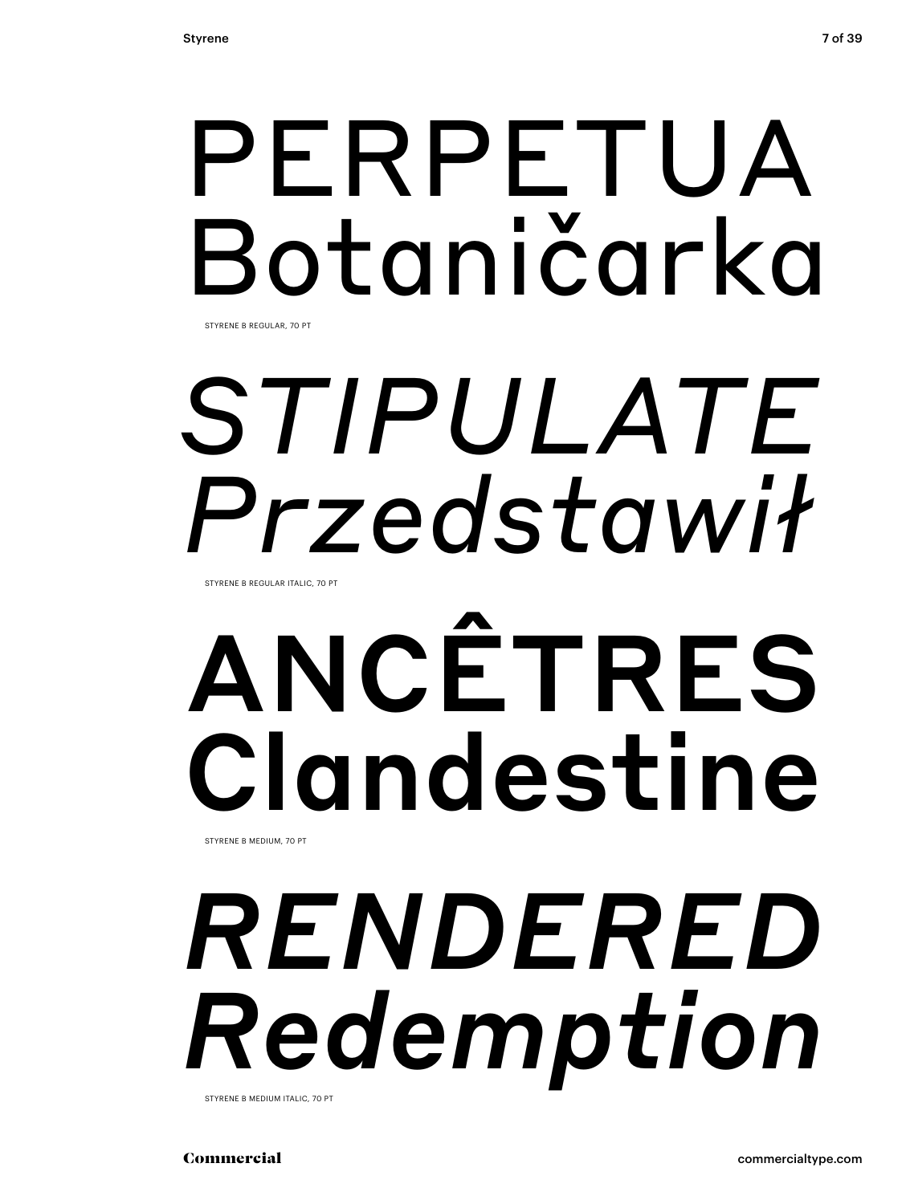PERPETUA
Botaničarka

STYRENE B REGULAR, 70 PT

*STIPULATE*
*Przedstawił*

STYRENE B REGULAR ITALIC, 70 PT

**ANCÊTRES**
**Clandestine**

STYRENE B MEDIUM, 70 PT

***RENDERED***
***Redemption***

STYRENE B MEDIUM ITALIC, 70 PT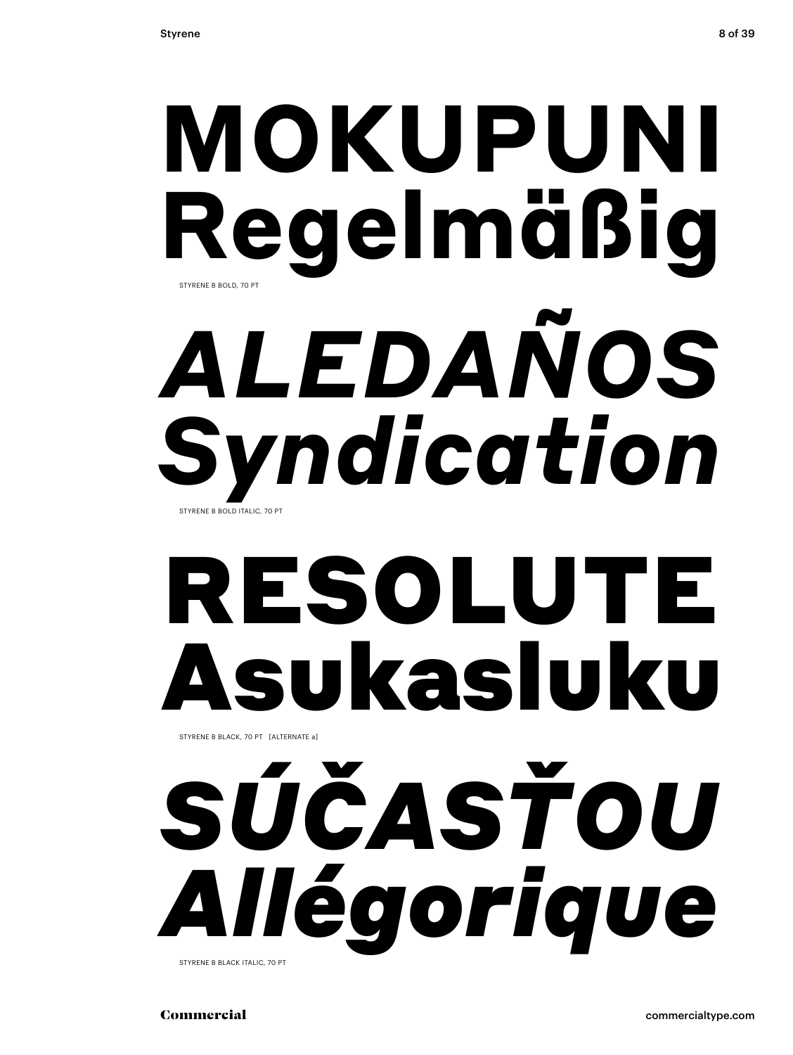**MOKUPUNI**
**Regelmäßig**

STYRENE B BOLD, 70 PT

***ALEDAÑOS***
***Syndication***

STYRENE B BOLD ITALIC, 70 PT

**RESOLUTE**
**Asukasluku**

STYRENE B BLACK, 70 PT [ALTERNATE a]

***SÚČASŤOU***
***Allégorique***

STYRENE B BLACK ITALIC, 70 PT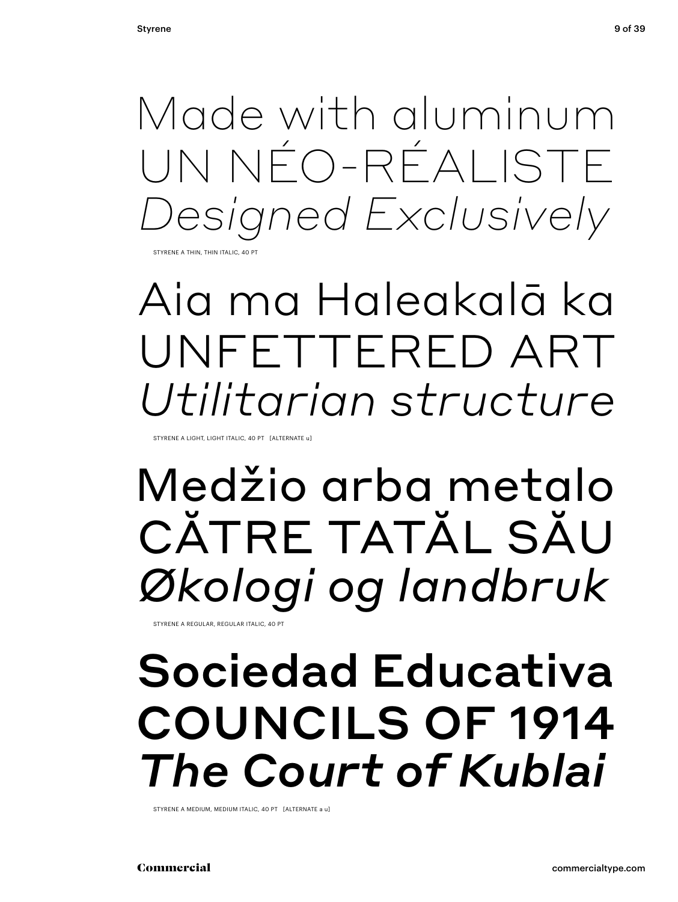Made with aluminum
UN NÉO-RÉALISTE
*Designed Exclusively*

STYRENE A THIN, THIN ITALIC, 40 PT

Aia ma Haleakalā ka
UNFETTERED ART
*Utilitarian structure*

STYRENE A LIGHT, LIGHT ITALIC, 40 PT [ALTERNATE u]

Medžio arba metalo
CĂTRE TATĂL SĂU
*Økologi og landbruk*

STYRENE A REGULAR, REGULAR ITALIC, 40 PT

**Sociedad Educativa**
**COUNCILS OF 1914**
***The Court of Kublai***

STYRENE A MEDIUM, MEDIUM ITALIC, 40 PT [ALTERNATE a u]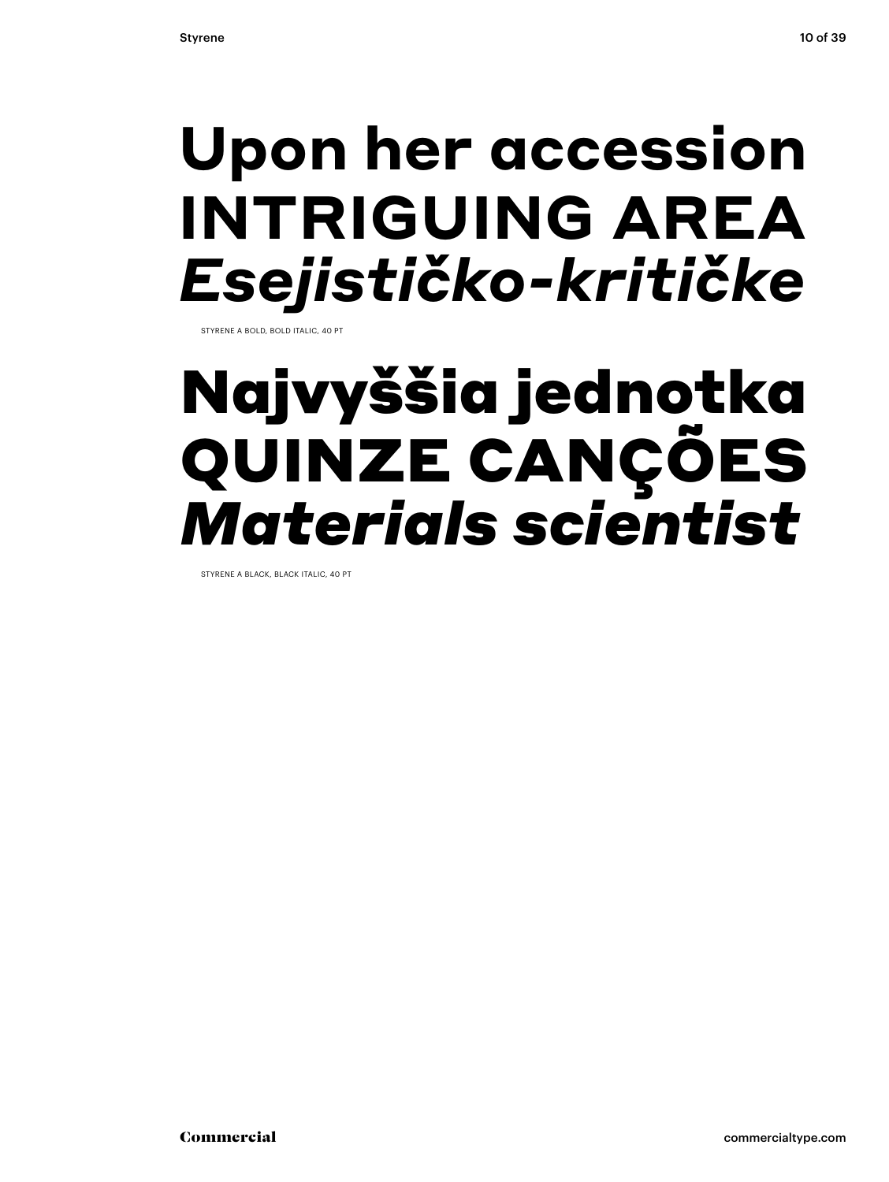**Upon her accession**
**INTRIGUING AREA**
***Esejističko-kritičke***

STYRENE A BOLD, BOLD ITALIC, 40 PT

**Najvyššia jednotka**
**QUINZE CANÇÕES**
***Materials scientist***

STYRENE A BLACK, BLACK ITALIC, 40 PT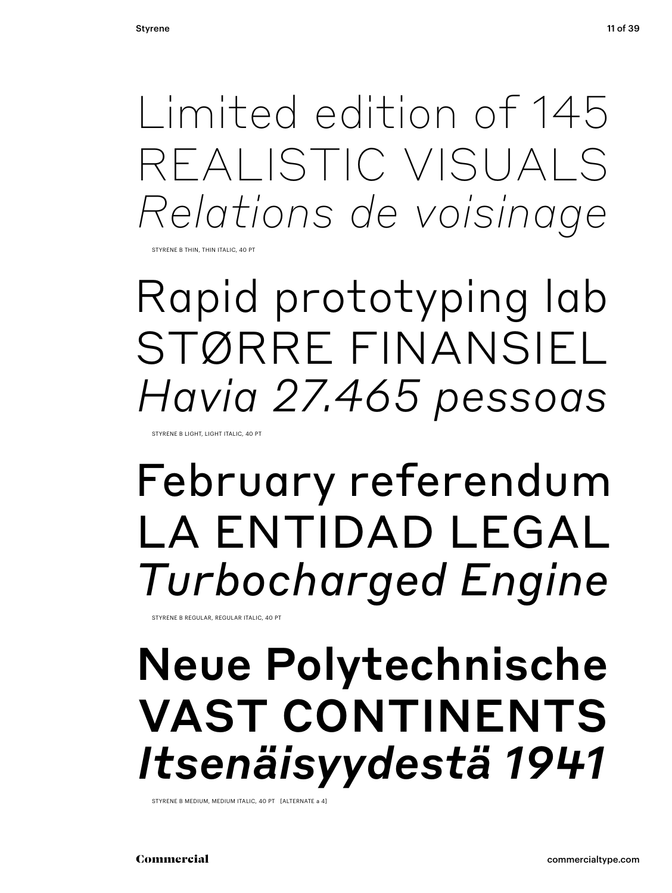Limited edition of 145

REALISTIC VISUALS

*Relations de voisinage*

STYRENE B THIN, THIN ITALIC, 40 PT

Rapid prototyping lab

STØRRE FINANSIEL

*Havia 27.465 pessoas*

STYRENE B LIGHT, LIGHT ITALIC, 40 PT

February referendum

LA ENTIDAD LEGAL

*Turbocharged Engine*

STYRENE B REGULAR, REGULAR ITALIC, 40 PT

**Neue Polytechnische**

**VAST CONTINENTS**

***Itsenäisyydestä 1941***

STYRENE B MEDIUM, MEDIUM ITALIC, 40 PT [ALTERNATE a 4]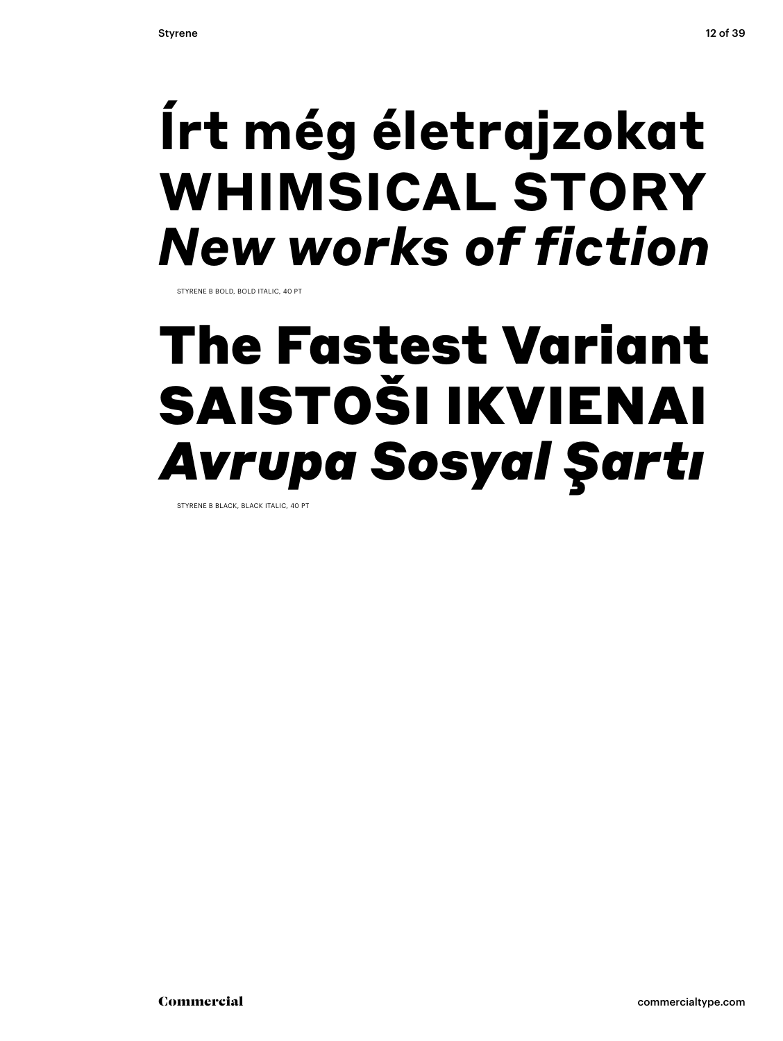**Írt még életrajzokat**
**WHIMSICAL STORY**
***New works of fiction***

STYRENE B BOLD, BOLD ITALIC, 40 PT

**The Fastest Variant**
**SAISTOŠI IKVIENAI**
***Avrupa Sosyal Şartı***

STYRENE B BLACK, BLACK ITALIC, 40 PT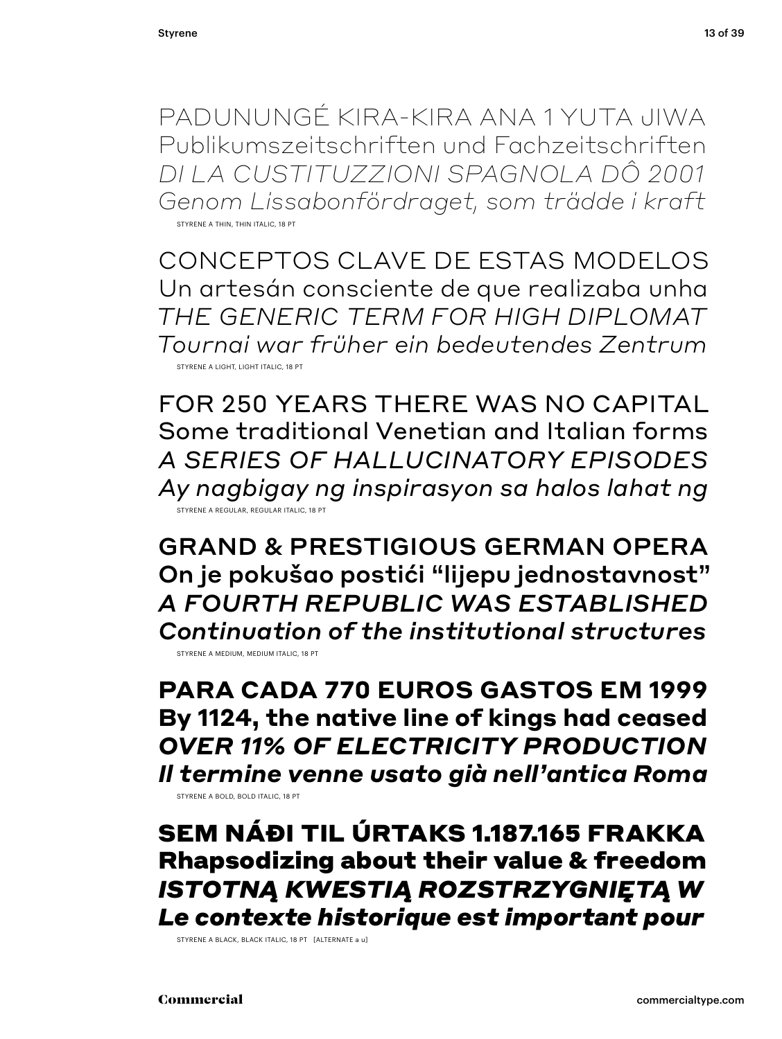PADUNUNGÉ KIRA-KIRA ANA 1 YUTA JIWA
Publikumszeitschriften und Fachzeitschriften
*DI LA CUSTITUZZIONI SPAGNOLA DÔ 2001*
*Genom Lissabonfördraget, som trädde i kraft*

STYRENE A THIN, THIN ITALIC, 18 PT

CONCEPTOS CLAVE DE ESTAS MODELOS
Un artesán consciente de que realizaba unha
*THE GENERIC TERM FOR HIGH DIPLOMAT*
*Tournai war früher ein bedeutendes Zentrum*

STYRENE A LIGHT, LIGHT ITALIC, 18 PT

FOR 250 YEARS THERE WAS NO CAPITAL
Some traditional Venetian and Italian forms
*A SERIES OF HALLUCINATORY EPISODES*
*Ay nagbigay ng inspirasyon sa halos lahat ng*

STYRENE A REGULAR, REGULAR ITALIC, 18 PT

GRAND & PRESTIGIOUS GERMAN OPERA
On je pokušao postići “lijepu jednostavnost”
*A FOURTH REPUBLIC WAS ESTABLISHED*
*Continuation of the institutional structures*

STYRENE A MEDIUM, MEDIUM ITALIC, 18 PT

**PARA CADA 770 EUROS GASTOS EM 1999**
**By 1124, the native line of kings had ceased**
***OVER 11% OF ELECTRICITY PRODUCTION***
***Il termine venne usato già nell’antica Roma***

STYRENE A BOLD, BOLD ITALIC, 18 PT

**SEM NÁÐI TIL ÚRTAKS 1.187.165 FRAKKA**
**Rhapsodizing about their value & freedom**
***ISTOTNĄ KWESTIĄ ROZSTRZYGNIĘTĄ W***
***Le contexte historique est important pour***

STYRENE A BLACK, BLACK ITALIC, 18 PT [ALTERNATE a u]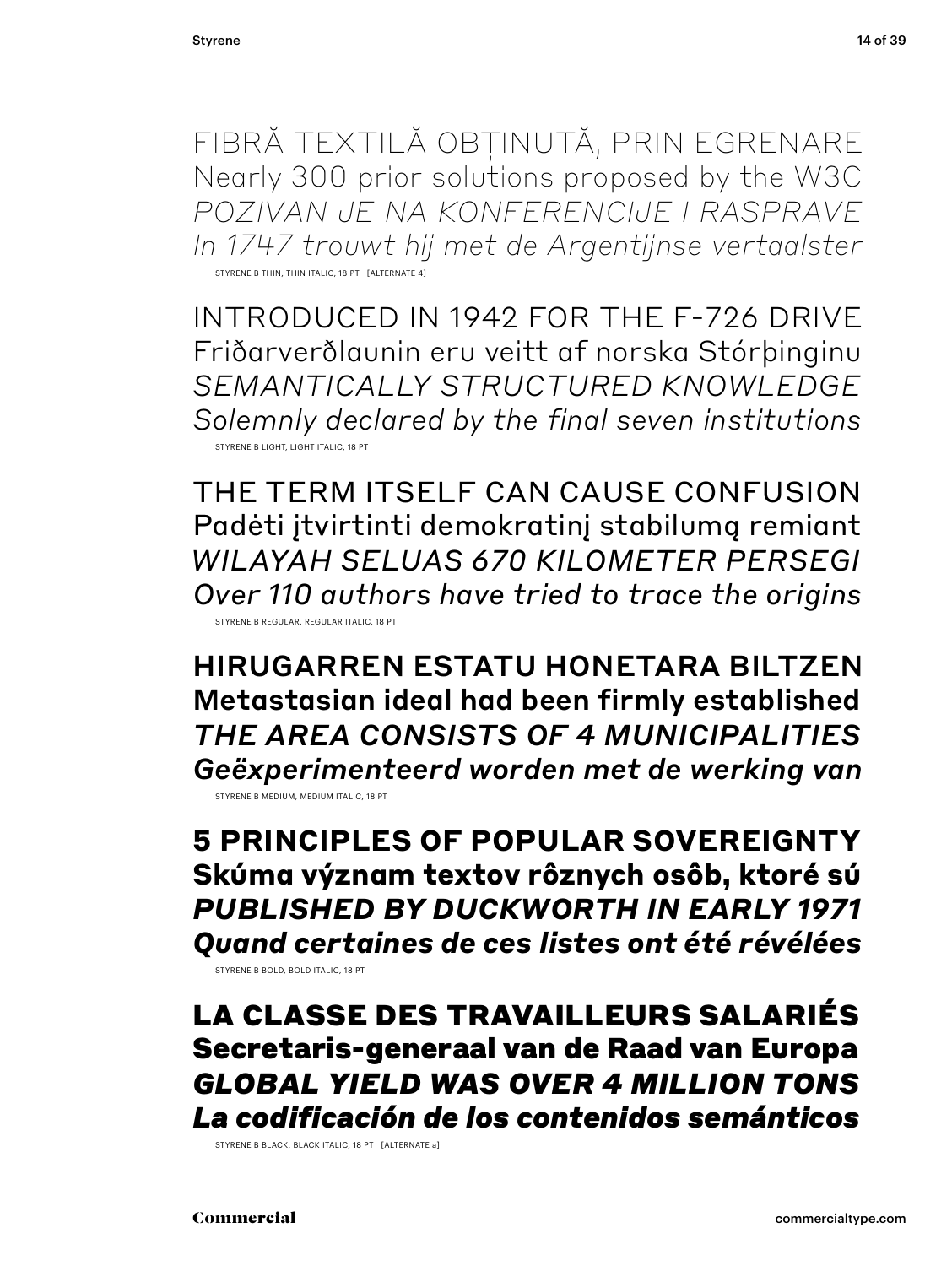FIBRĂ TEXTILĂ OBȚINUTĂ, PRIN EGRENARE
Nearly 300 prior solutions proposed by the W3C
*POZIVAN JE NA KONFERENCIJE I RASPRAVE*
*In 1747 trouwt hij met de Argentijnse vertaalster*

STYRENE B THIN, THIN ITALIC, 18 PT [ALTERNATE 4]

INTRODUCED IN 1942 FOR THE F-726 DRIVE
Friðarverðlaunin eru veitt af norska Stórþinginu
*SEMANTICALLY STRUCTURED KNOWLEDGE*
*Solemnly declared by the final seven institutions*

STYRENE B LIGHT, LIGHT ITALIC, 18 PT

THE TERM ITSELF CAN CAUSE CONFUSION
Padėti įtvirtinti demokratinį stabilumą remiant
*WILAYAH SELUAS 670 KILOMETER PERSEGI*
*Over 110 authors have tried to trace the origins*

STYRENE B REGULAR, REGULAR ITALIC, 18 PT

HIRUGARREN ESTATU HONETARA BILTZEN
Metastasian ideal had been firmly established
*THE AREA CONSISTS OF 4 MUNICIPALITIES*
*Geëxperimenteerd worden met de werking van*

STYRENE B MEDIUM, MEDIUM ITALIC, 18 PT

**5 PRINCIPLES OF POPULAR SOVEREIGNTY**
**Skúma význam textov rôznych osôb, ktoré sú**
***PUBLISHED BY DUCKWORTH IN EARLY 1971***
***Quand certaines de ces listes ont été révélées***

STYRENE B BOLD, BOLD ITALIC, 18 PT

**LA CLASSE DES TRAVAILLEURS SALARIÉS**
**Secretaris-generaal van de Raad van Europa**
***GLOBAL YIELD WAS OVER 4 MILLION TONS***
***La codificación de los contenidos semánticos***

STYRENE B BLACK, BLACK ITALIC, 18 PT [ALTERNATE a]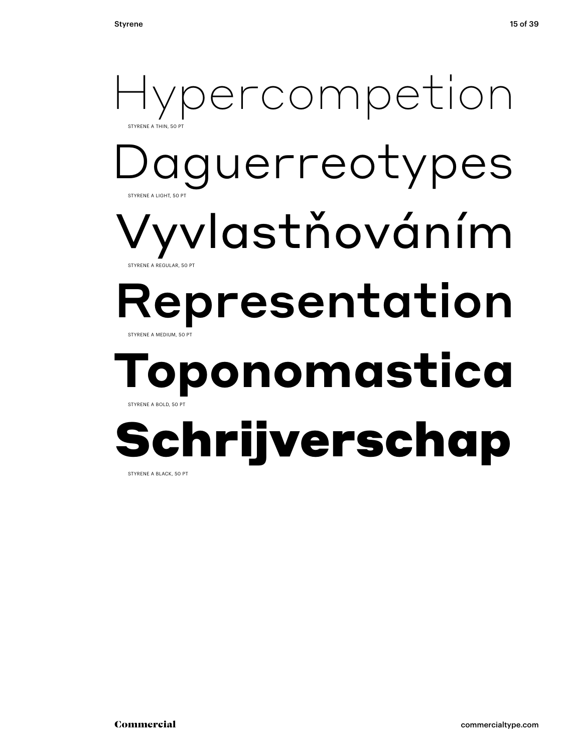Hypercompetion

STYRENE A THIN, 50 PT

Daguerreotypes

STYRENE A LIGHT, 50 PT

Vyvlastňováním

STYRENE A REGULAR, 50 PT

Representation

STYRENE A MEDIUM, 50 PT

**Toponomastica**

STYRENE A BOLD, 50 PT

**Schrijverschap**

STYRENE A BLACK, 50 PT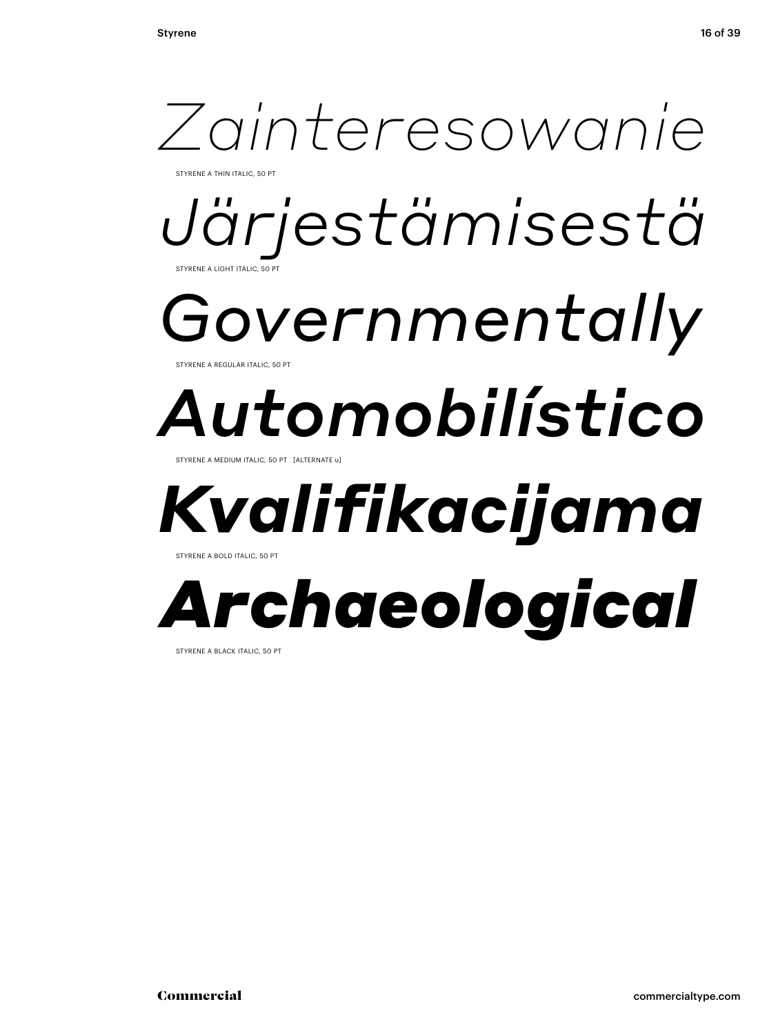*Zainteresowanie*

STYRENE A THIN ITALIC, 50 PT

*Järjestämisestä*

STYRENE A LIGHT ITALIC, 50 PT

*Governmentally*

STYRENE A REGULAR ITALIC, 50 PT

***Automobilístico***

STYRENE A MEDIUM ITALIC, 50 PT [ALTERNATE u]

***Kvalifikacijama***

STYRENE A BOLD ITALIC, 50 PT

***Archaeological***

STYRENE A BLACK ITALIC, 50 PT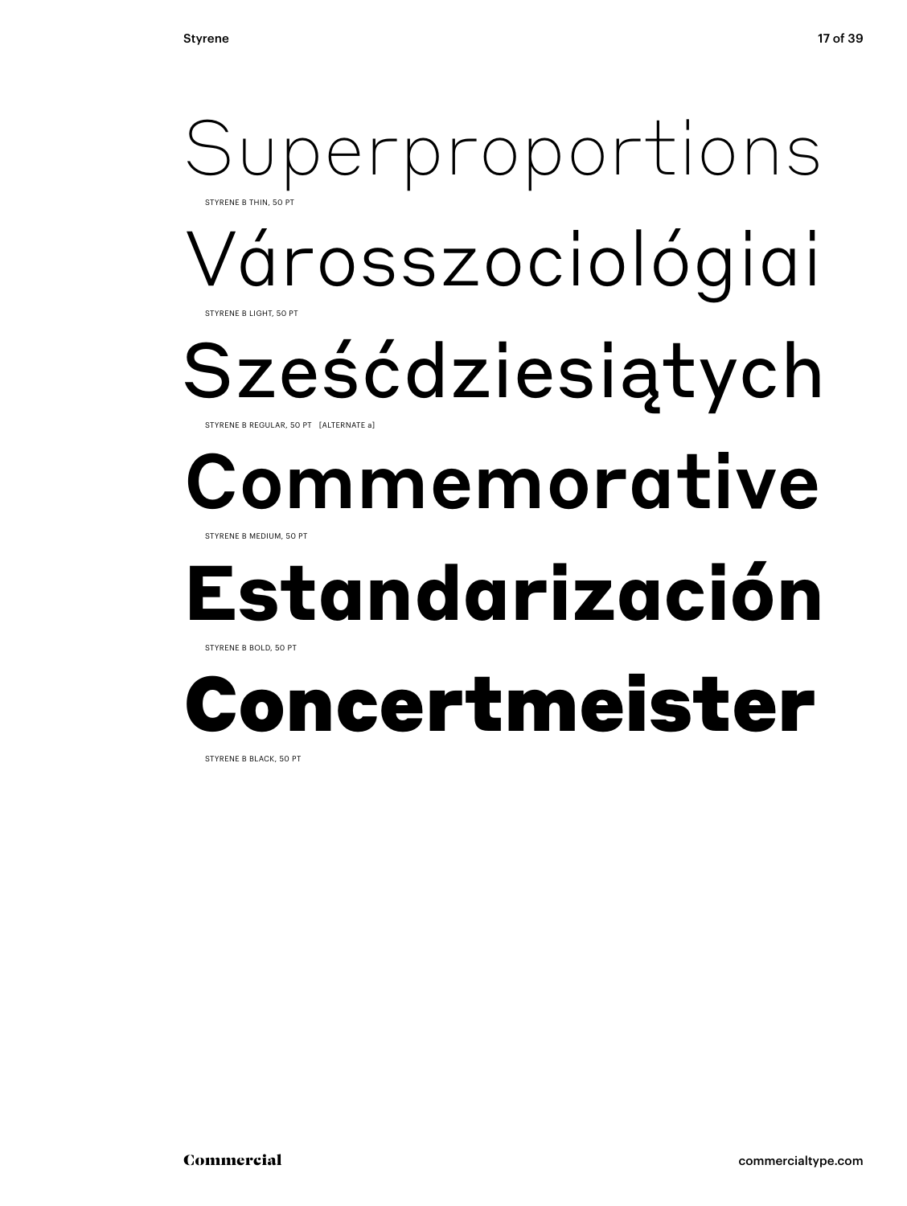Superproportions

STYRENE B THIN, 50 PT

Városszociológiai

STYRENE B LIGHT, 50 PT

Sześćdziesiątych

STYRENE B REGULAR, 50 PT [ALTERNATE a]

Commemorative

STYRENE B MEDIUM, 50 PT

**Estandarización**

STYRENE B BOLD, 50 PT

**Concertmeister**

STYRENE B BLACK, 50 PT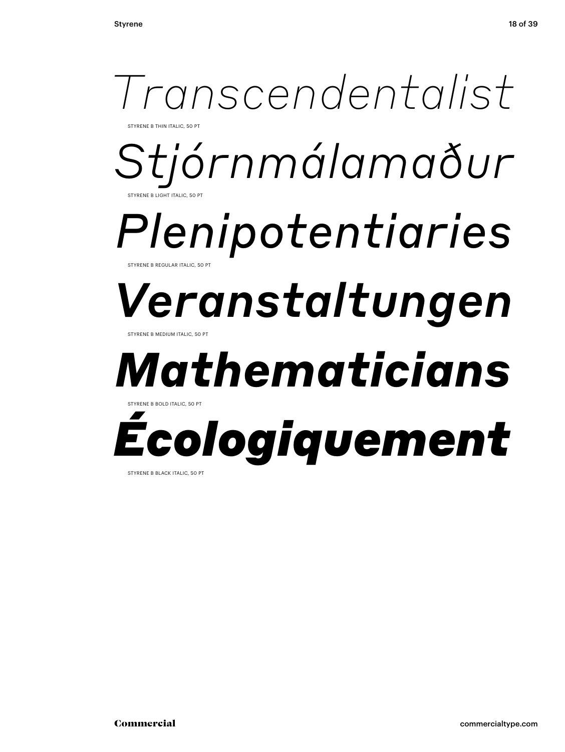*Transcendentalist*

STYRENE B THIN ITALIC, 50 PT

*Stjórnmálamaður*

STYRENE B LIGHT ITALIC, 50 PT

*Plenipotentiaries*

STYRENE B REGULAR ITALIC, 50 PT

*Veranstaltungen*

STYRENE B MEDIUM ITALIC, 50 PT

***Mathematicians***

STYRENE B BOLD ITALIC, 50 PT

***Écologiquement***

STYRENE B BLACK ITALIC, 50 PT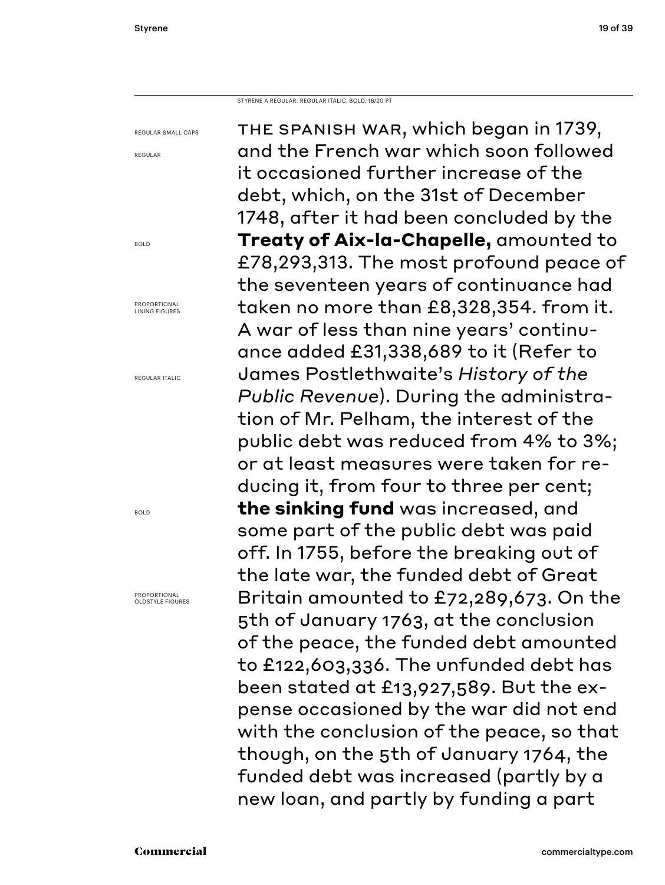STYRENE A REGULAR, REGULAR ITALIC, BOLD, 16/20 PT

REGULAR SMALL CAPS

REGULAR

BOLD

PROPORTIONAL LINING FIGURES

REGULAR ITALIC

BOLD

PROPORTIONAL OLDSTYLE FIGURES

THE SPANISH WAR, which began in 1739, and the French war which soon followed it occasioned further increase of the debt, which, on the 31st of December 1748, after it had been concluded by the **Treaty of Aix-la-Chapelle,** amounted to £78,293,313. The most profound peace of the seventeen years of continuance had taken no more than £8,328,354. from it. A war of less than nine years' continuance added £31,338,689 to it (Refer to James Postlethwaite's *History of the Public Revenue*). During the administration of Mr. Pelham, the interest of the public debt was reduced from 4% to 3%; or at least measures were taken for reducing it, from four to three per cent; **the sinking fund** was increased, and some part of the public debt was paid off. In 1755, before the breaking out of the late war, the funded debt of Great Britain amounted to £72,289,673. On the 5th of January 1763, at the conclusion of the peace, the funded debt amounted to £122,603,336. The unfunded debt has been stated at £13,927,589. But the expense occasioned by the war did not end with the conclusion of the peace, so that though, on the 5th of January 1764, the funded debt was increased (partly by a new loan, and partly by funding a part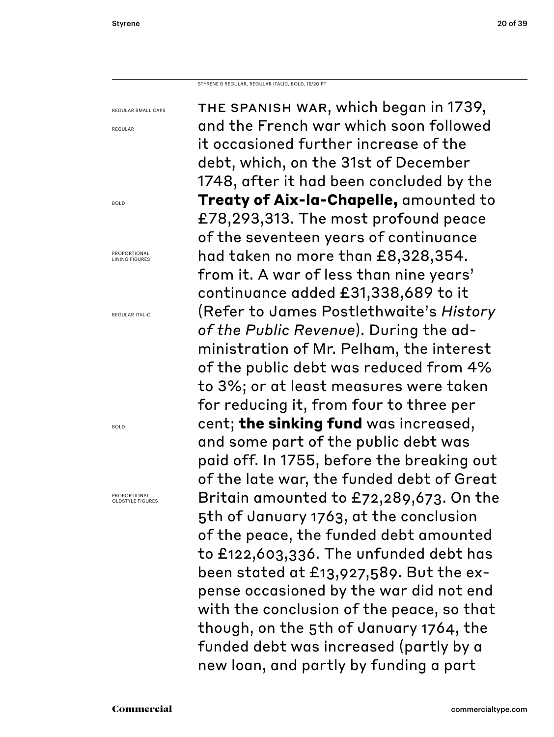STYRENE B REGULAR, REGULAR ITALIC, BOLD, 16/20 PT

REGULAR SMALL CAPS

REGULAR

BOLD

PROPORTIONAL LINING FIGURES

REGULAR ITALIC

BOLD

PROPORTIONAL OLDSTYLE FIGURES

THE SPANISH WAR, which began in 1739, and the French war which soon followed it occasioned further increase of the debt, which, on the 31st of December 1748, after it had been concluded by the **Treaty of Aix-la-Chapelle,** amounted to £78,293,313. The most profound peace of the seventeen years of continuance had taken no more than £8,328,354. from it. A war of less than nine years' continuance added £31,338,689 to it (Refer to James Postlethwaite's *History of the Public Revenue*). During the administration of Mr. Pelham, the interest of the public debt was reduced from 4% to 3%; or at least measures were taken for reducing it, from four to three per cent; **the sinking fund** was increased, and some part of the public debt was paid off. In 1755, before the breaking out of the late war, the funded debt of Great Britain amounted to £72,289,673. On the 5th of January 1763, at the conclusion of the peace, the funded debt amounted to £122,603,336. The unfunded debt has been stated at £13,927,589. But the expense occasioned by the war did not end with the conclusion of the peace, so that though, on the 5th of January 1764, the funded debt was increased (partly by a new loan, and partly by funding a part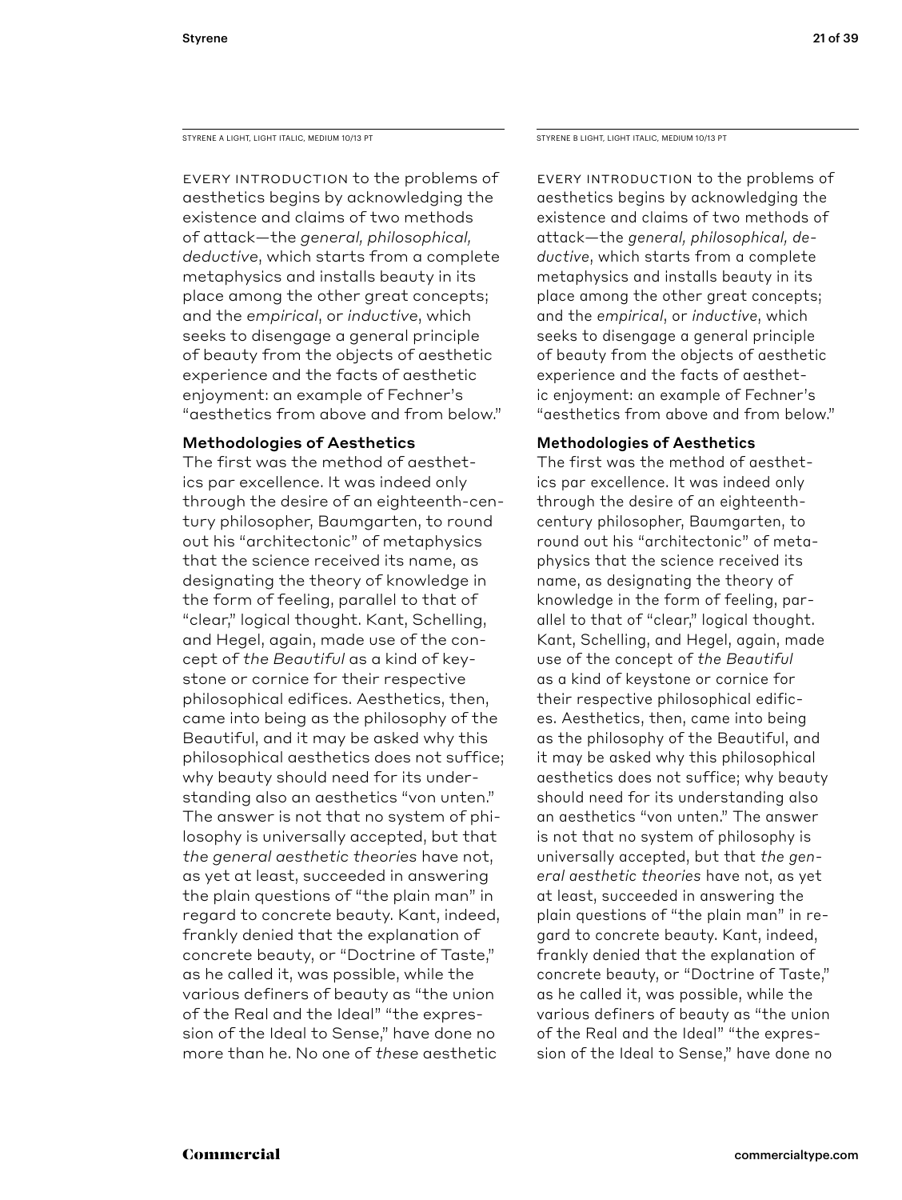STYRENE A LIGHT, LIGHT ITALIC, MEDIUM 10/13 PT

EVERY INTRODUCTION to the problems of aesthetics begins by acknowledging the existence and claims of two methods of attack—the *general, philosophical, deductive*, which starts from a complete metaphysics and installs beauty in its place among the other great concepts; and the *empirical*, or *inductive*, which seeks to disengage a general principle of beauty from the objects of aesthetic experience and the facts of aesthetic enjoyment: an example of Fechner's "aesthetics from above and from below."

**Methodologies of Aesthetics**

The first was the method of aesthetics par excellence. It was indeed only through the desire of an eighteenth-century philosopher, Baumgarten, to round out his "architectonic" of metaphysics that the science received its name, as designating the theory of knowledge in the form of feeling, parallel to that of "clear," logical thought. Kant, Schelling, and Hegel, again, made use of the concept of *the Beautiful* as a kind of keystone or cornice for their respective philosophical edifices. Aesthetics, then, came into being as the philosophy of the Beautiful, and it may be asked why this philosophical aesthetics does not suffice; why beauty should need for its understanding also an aesthetics "von unten." The answer is not that no system of philosophy is universally accepted, but that *the general aesthetic theories* have not, as yet at least, succeeded in answering the plain questions of "the plain man" in regard to concrete beauty. Kant, indeed, frankly denied that the explanation of concrete beauty, or "Doctrine of Taste," as he called it, was possible, while the various definers of beauty as "the union of the Real and the Ideal" "the expression of the Ideal to Sense," have done no more than he. No one of *these* aesthetic

STYRENE B LIGHT, LIGHT ITALIC, MEDIUM 10/13 PT

EVERY INTRODUCTION to the problems of aesthetics begins by acknowledging the existence and claims of two methods of attack—the *general, philosophical, deductive*, which starts from a complete metaphysics and installs beauty in its place among the other great concepts; and the *empirical*, or *inductive*, which seeks to disengage a general principle of beauty from the objects of aesthetic experience and the facts of aesthetic enjoyment: an example of Fechner's "aesthetics from above and from below."

**Methodologies of Aesthetics**

The first was the method of aesthetics par excellence. It was indeed only through the desire of an eighteenth-century philosopher, Baumgarten, to round out his "architectonic" of metaphysics that the science received its name, as designating the theory of knowledge in the form of feeling, parallel to that of "clear," logical thought. Kant, Schelling, and Hegel, again, made use of the concept of *the Beautiful* as a kind of keystone or cornice for their respective philosophical edifices. Aesthetics, then, came into being as the philosophy of the Beautiful, and it may be asked why this philosophical aesthetics does not suffice; why beauty should need for its understanding also an aesthetics "von unten." The answer is not that no system of philosophy is universally accepted, but that *the general aesthetic theories* have not, as yet at least, succeeded in answering the plain questions of "the plain man" in regard to concrete beauty. Kant, indeed, frankly denied that the explanation of concrete beauty, or "Doctrine of Taste," as he called it, was possible, while the various definers of beauty as "the union of the Real and the Ideal" "the expression of the Ideal to Sense," have done no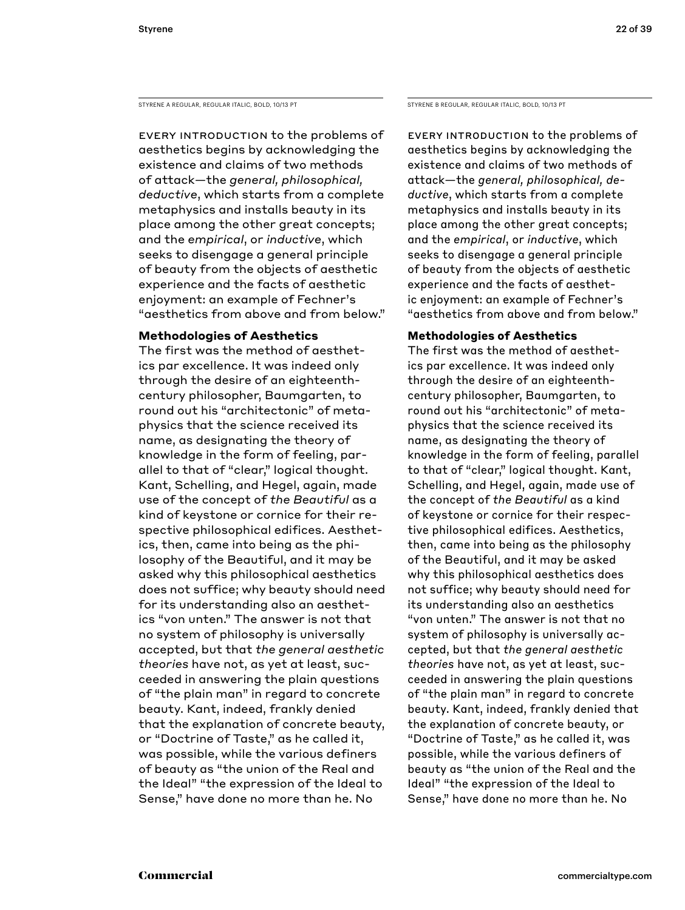STYRENE A REGULAR, REGULAR ITALIC, BOLD, 10/13 PT

EVERY INTRODUCTION to the problems of aesthetics begins by acknowledging the existence and claims of two methods of attack—the *general, philosophical, deductive*, which starts from a complete metaphysics and installs beauty in its place among the other great concepts; and the *empirical*, or *inductive*, which seeks to disengage a general principle of beauty from the objects of aesthetic experience and the facts of aesthetic enjoyment: an example of Fechner's "aesthetics from above and from below."

**Methodologies of Aesthetics**
The first was the method of aesthetics par excellence. It was indeed only through the desire of an eighteenth-century philosopher, Baumgarten, to round out his "architectonic" of metaphysics that the science received its name, as designating the theory of knowledge in the form of feeling, parallel to that of "clear," logical thought. Kant, Schelling, and Hegel, again, made use of the concept of *the Beautiful* as a kind of keystone or cornice for their respective philosophical edifices. Aesthetics, then, came into being as the philosophy of the Beautiful, and it may be asked why this philosophical aesthetics does not suffice; why beauty should need for its understanding also an aesthetics "von unten." The answer is not that no system of philosophy is universally accepted, but that *the general aesthetic theories* have not, as yet at least, succeeded in answering the plain questions of "the plain man" in regard to concrete beauty. Kant, indeed, frankly denied that the explanation of concrete beauty, or "Doctrine of Taste," as he called it, was possible, while the various definers of beauty as "the union of the Real and the Ideal" "the expression of the Ideal to Sense," have done no more than he. No

STYRENE B REGULAR, REGULAR ITALIC, BOLD, 10/13 PT

EVERY INTRODUCTION to the problems of aesthetics begins by acknowledging the existence and claims of two methods of attack—the *general, philosophical, deductive*, which starts from a complete metaphysics and installs beauty in its place among the other great concepts; and the *empirical*, or *inductive*, which seeks to disengage a general principle of beauty from the objects of aesthetic experience and the facts of aesthetic enjoyment: an example of Fechner's "aesthetics from above and from below."

**Methodologies of Aesthetics**
The first was the method of aesthetics par excellence. It was indeed only through the desire of an eighteenth-century philosopher, Baumgarten, to round out his "architectonic" of metaphysics that the science received its name, as designating the theory of knowledge in the form of feeling, parallel to that of "clear," logical thought. Kant, Schelling, and Hegel, again, made use of the concept of *the Beautiful* as a kind of keystone or cornice for their respective philosophical edifices. Aesthetics, then, came into being as the philosophy of the Beautiful, and it may be asked why this philosophical aesthetics does not suffice; why beauty should need for its understanding also an aesthetics "von unten." The answer is not that no system of philosophy is universally accepted, but that *the general aesthetic theories* have not, as yet at least, succeeded in answering the plain questions of "the plain man" in regard to concrete beauty. Kant, indeed, frankly denied that the explanation of concrete beauty, or "Doctrine of Taste," as he called it, was possible, while the various definers of beauty as "the union of the Real and the Ideal" "the expression of the Ideal to Sense," have done no more than he. No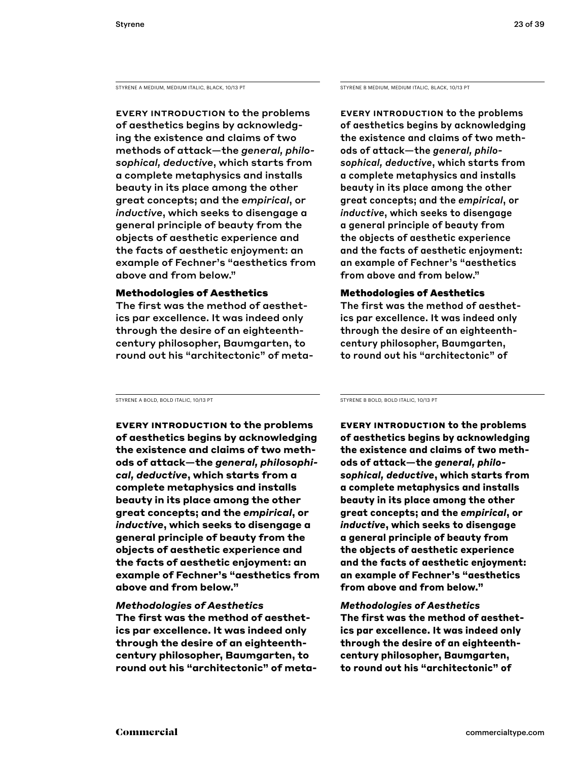STYRENE A MEDIUM, MEDIUM ITALIC, BLACK, 10/13 PT

EVERY INTRODUCTION to the problems of aesthetics begins by acknowledging the existence and claims of two methods of attack—the *general, philosophical, deductive*, which starts from a complete metaphysics and installs beauty in its place among the other great concepts; and the *empirical*, or *inductive*, which seeks to disengage a general principle of beauty from the objects of aesthetic experience and the facts of aesthetic enjoyment: an example of Fechner's "aesthetics from above and from below."

**Methodologies of Aesthetics**
The first was the method of aesthetics par excellence. It was indeed only through the desire of an eighteenth-century philosopher, Baumgarten, to round out his "architectonic" of meta-

STYRENE B MEDIUM, MEDIUM ITALIC, BLACK, 10/13 PT

EVERY INTRODUCTION to the problems of aesthetics begins by acknowledging the existence and claims of two methods of attack—the *general, philosophical, deductive*, which starts from a complete metaphysics and installs beauty in its place among the other great concepts; and the *empirical*, or *inductive*, which seeks to disengage a general principle of beauty from the objects of aesthetic experience and the facts of aesthetic enjoyment: an example of Fechner's "aesthetics from above and from below."

**Methodologies of Aesthetics**
The first was the method of aesthetics par excellence. It was indeed only through the desire of an eighteenth-century philosopher, Baumgarten, to round out his "architectonic" of

STYRENE A BOLD, BOLD ITALIC, 10/13 PT

**EVERY INTRODUCTION to the problems of aesthetics begins by acknowledging the existence and claims of two methods of attack—the *general, philosophical, deductive*, which starts from a complete metaphysics and installs beauty in its place among the other great concepts; and the *empirical*, or *inductive*, which seeks to disengage a general principle of beauty from the objects of aesthetic experience and the facts of aesthetic enjoyment: an example of Fechner's "aesthetics from above and from below."**

***Methodologies of Aesthetics***
**The first was the method of aesthetics par excellence. It was indeed only through the desire of an eighteenth-century philosopher, Baumgarten, to round out his "architectonic" of meta-**

STYRENE B BOLD, BOLD ITALIC, 10/13 PT

**EVERY INTRODUCTION to the problems of aesthetics begins by acknowledging the existence and claims of two methods of attack—the *general, philosophical, deductive*, which starts from a complete metaphysics and installs beauty in its place among the other great concepts; and the *empirical*, or *inductive*, which seeks to disengage a general principle of beauty from the objects of aesthetic experience and the facts of aesthetic enjoyment: an example of Fechner's "aesthetics from above and from below."**

***Methodologies of Aesthetics***
**The first was the method of aesthetics par excellence. It was indeed only through the desire of an eighteenth-century philosopher, Baumgarten, to round out his "architectonic" of**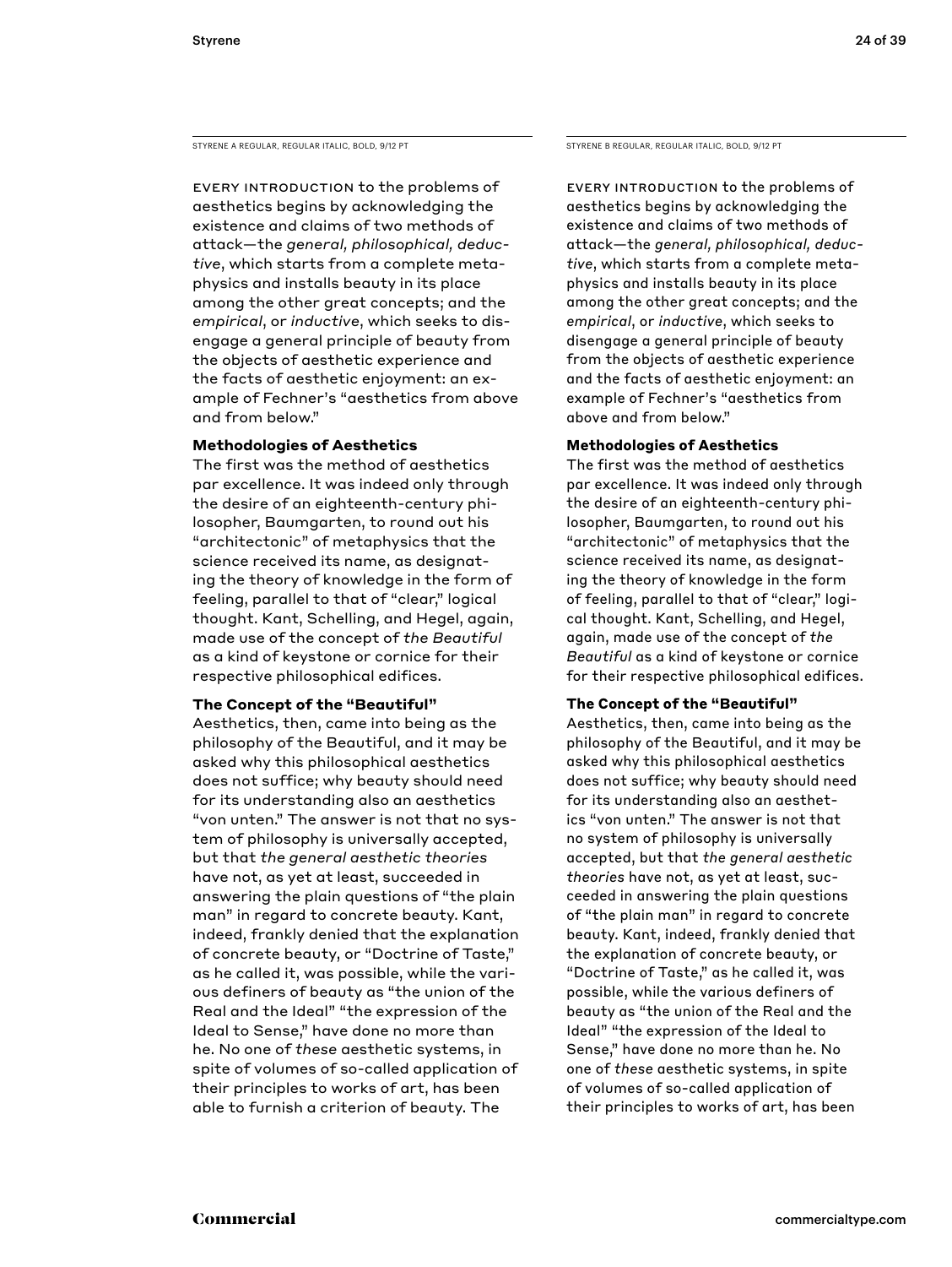STYRENE A REGULAR, REGULAR ITALIC, BOLD, 9/12 PT

EVERY INTRODUCTION to the problems of aesthetics begins by acknowledging the existence and claims of two methods of attack—the *general, philosophical, deductive*, which starts from a complete metaphysics and installs beauty in its place among the other great concepts; and the *empirical*, or *inductive*, which seeks to disengage a general principle of beauty from the objects of aesthetic experience and the facts of aesthetic enjoyment: an example of Fechner's "aesthetics from above and from below."

**Methodologies of Aesthetics**

The first was the method of aesthetics par excellence. It was indeed only through the desire of an eighteenth-century philosopher, Baumgarten, to round out his "architectonic" of metaphysics that the science received its name, as designating the theory of knowledge in the form of feeling, parallel to that of "clear," logical thought. Kant, Schelling, and Hegel, again, made use of the concept of *the Beautiful* as a kind of keystone or cornice for their respective philosophical edifices.

**The Concept of the "Beautiful"**

Aesthetics, then, came into being as the philosophy of the Beautiful, and it may be asked why this philosophical aesthetics does not suffice; why beauty should need for its understanding also an aesthetics "von unten." The answer is not that no system of philosophy is universally accepted, but that *the general aesthetic theories* have not, as yet at least, succeeded in answering the plain questions of "the plain man" in regard to concrete beauty. Kant, indeed, frankly denied that the explanation of concrete beauty, or "Doctrine of Taste," as he called it, was possible, while the various definers of beauty as "the union of the Real and the Ideal" "the expression of the Ideal to Sense," have done no more than he. No one of *these* aesthetic systems, in spite of volumes of so-called application of their principles to works of art, has been able to furnish a criterion of beauty. The

STYRENE B REGULAR, REGULAR ITALIC, BOLD, 9/12 PT

EVERY INTRODUCTION to the problems of aesthetics begins by acknowledging the existence and claims of two methods of attack—the *general, philosophical, deductive*, which starts from a complete metaphysics and installs beauty in its place among the other great concepts; and the *empirical*, or *inductive*, which seeks to disengage a general principle of beauty from the objects of aesthetic experience and the facts of aesthetic enjoyment: an example of Fechner's "aesthetics from above and from below."

**Methodologies of Aesthetics**

The first was the method of aesthetics par excellence. It was indeed only through the desire of an eighteenth-century philosopher, Baumgarten, to round out his "architectonic" of metaphysics that the science received its name, as designating the theory of knowledge in the form of feeling, parallel to that of "clear," logical thought. Kant, Schelling, and Hegel, again, made use of the concept of *the Beautiful* as a kind of keystone or cornice for their respective philosophical edifices.

**The Concept of the "Beautiful"**

Aesthetics, then, came into being as the philosophy of the Beautiful, and it may be asked why this philosophical aesthetics does not suffice; why beauty should need for its understanding also an aesthetics "von unten." The answer is not that no system of philosophy is universally accepted, but that *the general aesthetic theories* have not, as yet at least, succeeded in answering the plain questions of "the plain man" in regard to concrete beauty. Kant, indeed, frankly denied that the explanation of concrete beauty, or "Doctrine of Taste," as he called it, was possible, while the various definers of beauty as "the union of the Real and the Ideal" "the expression of the Ideal to Sense," have done no more than he. No one of *these* aesthetic systems, in spite of volumes of so-called application of their principles to works of art, has been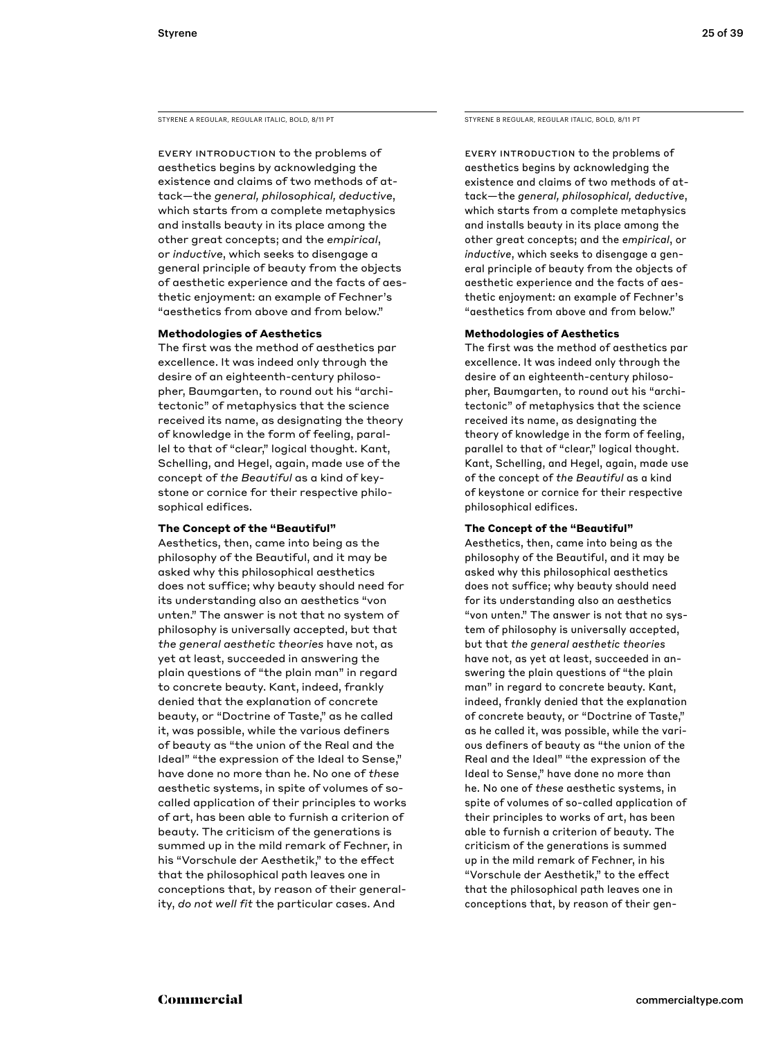STYRENE A REGULAR, REGULAR ITALIC, BOLD, 8/11 PT

EVERY INTRODUCTION to the problems of aesthetics begins by acknowledging the existence and claims of two methods of attack—the *general, philosophical, deductive*, which starts from a complete metaphysics and installs beauty in its place among the other great concepts; and the *empirical*, or *inductive*, which seeks to disengage a general principle of beauty from the objects of aesthetic experience and the facts of aesthetic enjoyment: an example of Fechner's "aesthetics from above and from below."

**Methodologies of Aesthetics**
The first was the method of aesthetics par excellence. It was indeed only through the desire of an eighteenth-century philosopher, Baumgarten, to round out his "architectonic" of metaphysics that the science received its name, as designating the theory of knowledge in the form of feeling, parallel to that of "clear," logical thought. Kant, Schelling, and Hegel, again, made use of the concept of *the Beautiful* as a kind of keystone or cornice for their respective philosophical edifices.

**The Concept of the "Beautiful"**
Aesthetics, then, came into being as the philosophy of the Beautiful, and it may be asked why this philosophical aesthetics does not suffice; why beauty should need for its understanding also an aesthetics "von unten." The answer is not that no system of philosophy is universally accepted, but that *the general aesthetic theories* have not, as yet at least, succeeded in answering the plain questions of "the plain man" in regard to concrete beauty. Kant, indeed, frankly denied that the explanation of concrete beauty, or "Doctrine of Taste," as he called it, was possible, while the various definers of beauty as "the union of the Real and the Ideal" "the expression of the Ideal to Sense," have done no more than he. No one of *these* aesthetic systems, in spite of volumes of so-called application of their principles to works of art, has been able to furnish a criterion of beauty. The criticism of the generations is summed up in the mild remark of Fechner, in his "Vorschule der Aesthetik," to the effect that the philosophical path leaves one in conceptions that, by reason of their generality, *do not well fit* the particular cases. And

STYRENE B REGULAR, REGULAR ITALIC, BOLD, 8/11 PT

EVERY INTRODUCTION to the problems of aesthetics begins by acknowledging the existence and claims of two methods of attack—the *general, philosophical, deductive*, which starts from a complete metaphysics and installs beauty in its place among the other great concepts; and the *empirical*, or *inductive*, which seeks to disengage a general principle of beauty from the objects of aesthetic experience and the facts of aesthetic enjoyment: an example of Fechner's "aesthetics from above and from below."

**Methodologies of Aesthetics**
The first was the method of aesthetics par excellence. It was indeed only through the desire of an eighteenth-century philosopher, Baumgarten, to round out his "architectonic" of metaphysics that the science received its name, as designating the theory of knowledge in the form of feeling, parallel to that of "clear," logical thought. Kant, Schelling, and Hegel, again, made use of the concept of *the Beautiful* as a kind of keystone or cornice for their respective philosophical edifices.

**The Concept of the "Beautiful"**
Aesthetics, then, came into being as the philosophy of the Beautiful, and it may be asked why this philosophical aesthetics does not suffice; why beauty should need for its understanding also an aesthetics "von unten." The answer is not that no system of philosophy is universally accepted, but that *the general aesthetic theories* have not, as yet at least, succeeded in answering the plain questions of "the plain man" in regard to concrete beauty. Kant, indeed, frankly denied that the explanation of concrete beauty, or "Doctrine of Taste," as he called it, was possible, while the various definers of beauty as "the union of the Real and the Ideal" "the expression of the Ideal to Sense," have done no more than he. No one of *these* aesthetic systems, in spite of volumes of so-called application of their principles to works of art, has been able to furnish a criterion of beauty. The criticism of the generations is summed up in the mild remark of Fechner, in his "Vorschule der Aesthetik," to the effect that the philosophical path leaves one in conceptions that, by reason of their gen-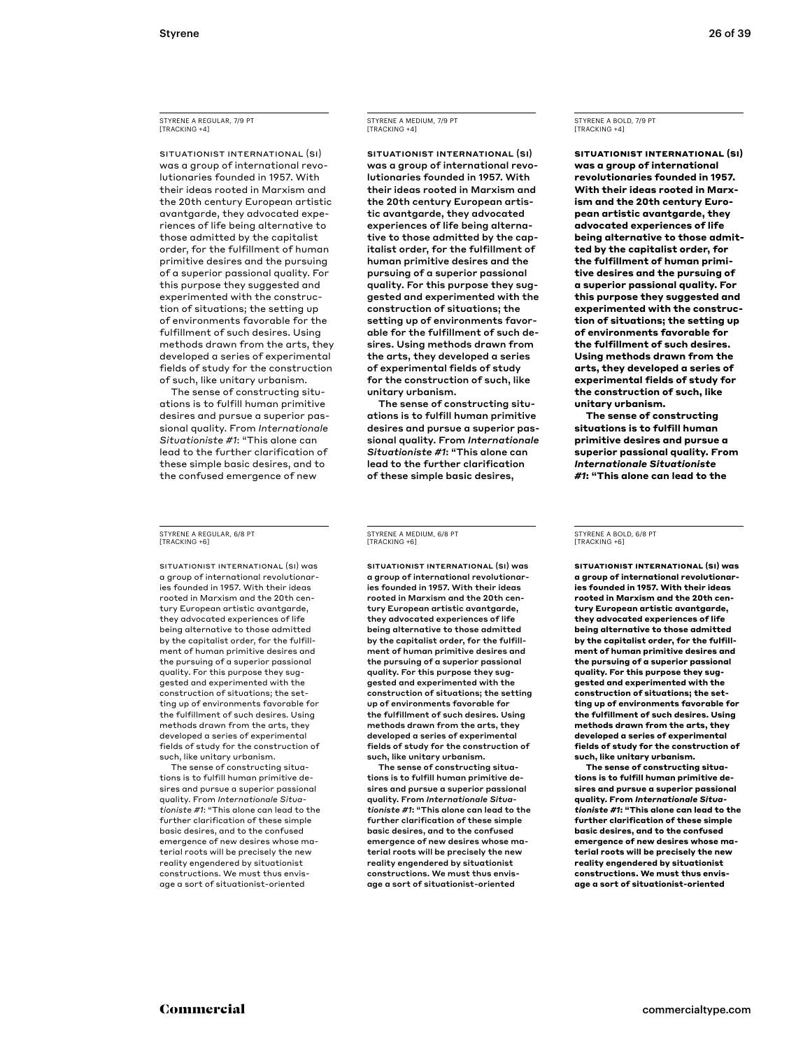STYRENE A REGULAR, 7/9 PT
[TRACKING +4]

SITUATIONIST INTERNATIONAL (SI) was a group of international revolutionaries founded in 1957. With their ideas rooted in Marxism and the 20th century European artistic avantgarde, they advocated experiences of life being alternative to those admitted by the capitalist order, for the fulfillment of human primitive desires and the pursuing of a superior passional quality. For this purpose they suggested and experimented with the construction of situations; the setting up of environments favorable for the fulfillment of such desires. Using methods drawn from the arts, they developed a series of experimental fields of study for the construction of such, like unitary urbanism.

The sense of constructing situations is to fulfill human primitive desires and pursue a superior passional quality. From *Internationale Situationiste #1*: "This alone can lead to the further clarification of these simple basic desires, and to the confused emergence of new

STYRENE A MEDIUM, 7/9 PT
[TRACKING +4]

SITUATIONIST INTERNATIONAL (SI) was a group of international revolutionaries founded in 1957. With their ideas rooted in Marxism and the 20th century European artistic avantgarde, they advocated experiences of life being alternative to those admitted by the capitalist order, for the fulfillment of human primitive desires and the pursuing of a superior passional quality. For this purpose they suggested and experimented with the construction of situations; the setting up of environments favorable for the fulfillment of such desires. Using methods drawn from the arts, they developed a series of experimental fields of study for the construction of such, like unitary urbanism.

The sense of constructing situations is to fulfill human primitive desires and pursue a superior passional quality. From *Internationale Situationiste #1*: "This alone can lead to the further clarification of these simple basic desires,

STYRENE A BOLD, 7/9 PT
[TRACKING +4]

**SITUATIONIST INTERNATIONAL (SI) was a group of international revolutionaries founded in 1957. With their ideas rooted in Marxism and the 20th century European artistic avantgarde, they advocated experiences of life being alternative to those admitted by the capitalist order, for the fulfillment of human primitive desires and the pursuing of a superior passional quality. For this purpose they suggested and experimented with the construction of situations; the setting up of environments favorable for the fulfillment of such desires. Using methods drawn from the arts, they developed a series of experimental fields of study for the construction of such, like unitary urbanism.**

**The sense of constructing situations is to fulfill human primitive desires and pursue a superior passional quality. From *Internationale Situationiste #1*: "This alone can lead to the**

STYRENE A REGULAR, 6/8 PT
[TRACKING +6]

SITUATIONIST INTERNATIONAL (SI) was a group of international revolutionaries founded in 1957. With their ideas rooted in Marxism and the 20th century European artistic avantgarde, they advocated experiences of life being alternative to those admitted by the capitalist order, for the fulfillment of human primitive desires and the pursuing of a superior passional quality. For this purpose they suggested and experimented with the construction of situations; the setting up of environments favorable for the fulfillment of such desires. Using methods drawn from the arts, they developed a series of experimental fields of study for the construction of such, like unitary urbanism.

The sense of constructing situations is to fulfill human primitive desires and pursue a superior passional quality. From *Internationale Situationiste #1*: "This alone can lead to the further clarification of these simple basic desires, and to the confused emergence of new desires whose material roots will be precisely the new reality engendered by situationist constructions. We must thus envisage a sort of situationist-oriented

STYRENE A MEDIUM, 6/8 PT
[TRACKING +6]

SITUATIONIST INTERNATIONAL (SI) was a group of international revolutionaries founded in 1957. With their ideas rooted in Marxism and the 20th century European artistic avantgarde, they advocated experiences of life being alternative to those admitted by the capitalist order, for the fulfillment of human primitive desires and the pursuing of a superior passional quality. For this purpose they suggested and experimented with the construction of situations; the setting up of environments favorable for the fulfillment of such desires. Using methods drawn from the arts, they developed a series of experimental fields of study for the construction of such, like unitary urbanism.

The sense of constructing situations is to fulfill human primitive desires and pursue a superior passional quality. From *Internationale Situationiste #1*: "This alone can lead to the further clarification of these simple basic desires, and to the confused emergence of new desires whose material roots will be precisely the new reality engendered by situationist constructions. We must thus envisage a sort of situationist-oriented

STYRENE A BOLD, 6/8 PT
[TRACKING +6]

**SITUATIONIST INTERNATIONAL (SI) was a group of international revolutionaries founded in 1957. With their ideas rooted in Marxism and the 20th century European artistic avantgarde, they advocated experiences of life being alternative to those admitted by the capitalist order, for the fulfillment of human primitive desires and the pursuing of a superior passional quality. For this purpose they suggested and experimented with the construction of situations; the setting up of environments favorable for the fulfillment of such desires. Using methods drawn from the arts, they developed a series of experimental fields of study for the construction of such, like unitary urbanism.**

**The sense of constructing situations is to fulfill human primitive desires and pursue a superior passional quality. From *Internationale Situationiste #1*: "This alone can lead to the further clarification of these simple basic desires, and to the confused emergence of new desires whose material roots will be precisely the new reality engendered by situationist constructions. We must thus envisage a sort of situationist-oriented**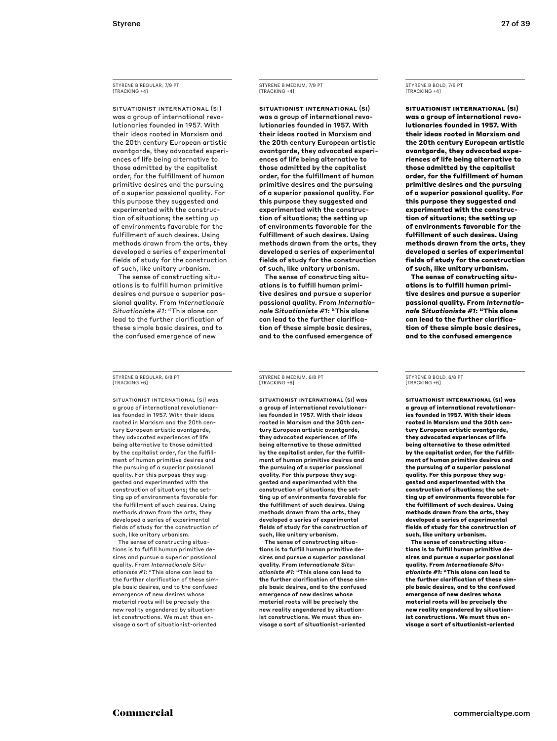STYRENE B REGULAR, 7/9 PT
[TRACKING +4]

SITUATIONIST INTERNATIONAL (SI) was a group of international revolutionaries founded in 1957. With their ideas rooted in Marxism and the 20th century European artistic avantgarde, they advocated experiences of life being alternative to those admitted by the capitalist order, for the fulfillment of human primitive desires and the pursuing of a superior passional quality. For this purpose they suggested and experimented with the construction of situations; the setting up of environments favorable for the fulfillment of such desires. Using methods drawn from the arts, they developed a series of experimental fields of study for the construction of such, like unitary urbanism.
The sense of constructing situations is to fulfill human primitive desires and pursue a superior passional quality. From *Internationale Situationiste #1*: "This alone can lead to the further clarification of these simple basic desires, and to the confused emergence of new

STYRENE B MEDIUM, 7/9 PT
[TRACKING +4]

**SITUATIONIST INTERNATIONAL (SI) was a group of international revolutionaries founded in 1957. With their ideas rooted in Marxism and the 20th century European artistic avantgarde, they advocated experiences of life being alternative to those admitted by the capitalist order, for the fulfillment of human primitive desires and the pursuing of a superior passional quality. For this purpose they suggested and experimented with the construction of situations; the setting up of environments favorable for the fulfillment of such desires. Using methods drawn from the arts, they developed a series of experimental fields of study for the construction of such, like unitary urbanism.**
**The sense of constructing situations is to fulfill human primitive desires and pursue a superior passional quality. From *Internationale Situationiste #1*: "This alone can lead to the further clarification of these simple basic desires, and to the confused emergence of**

STYRENE B BOLD, 7/9 PT
[TRACKING +4]

**SITUATIONIST INTERNATIONAL (SI) was a group of international revolutionaries founded in 1957. With their ideas rooted in Marxism and the 20th century European artistic avantgarde, they advocated experiences of life being alternative to those admitted by the capitalist order, for the fulfillment of human primitive desires and the pursuing of a superior passional quality. For this purpose they suggested and experimented with the construction of situations; the setting up of environments favorable for the fulfillment of such desires. Using methods drawn from the arts, they developed a series of experimental fields of study for the construction of such, like unitary urbanism.**
**The sense of constructing situations is to fulfill human primitive desires and pursue a superior passional quality. From *Internationale Situationiste #1*: "This alone can lead to the further clarification of these simple basic desires, and to the confused emergence**

STYRENE B REGULAR, 6/8 PT
[TRACKING +6]

SITUATIONIST INTERNATIONAL (SI) was a group of international revolutionaries founded in 1957. With their ideas rooted in Marxism and the 20th century European artistic avantgarde, they advocated experiences of life being alternative to those admitted by the capitalist order, for the fulfillment of human primitive desires and the pursuing of a superior passional quality. For this purpose they suggested and experimented with the construction of situations; the setting up of environments favorable for the fulfillment of such desires. Using methods drawn from the arts, they developed a series of experimental fields of study for the construction of such, like unitary urbanism.
The sense of constructing situations is to fulfill human primitive desires and pursue a superior passional quality. From *Internationale Situationiste #1*: "This alone can lead to the further clarification of these simple basic desires, and to the confused emergence of new desires whose material roots will be precisely the new reality engendered by situationist constructions. We must thus envisage a sort of situationist-oriented

STYRENE B MEDIUM, 6/8 PT
[TRACKING +6]

**SITUATIONIST INTERNATIONAL (SI) was a group of international revolutionaries founded in 1957. With their ideas rooted in Marxism and the 20th century European artistic avantgarde, they advocated experiences of life being alternative to those admitted by the capitalist order, for the fulfillment of human primitive desires and the pursuing of a superior passional quality. For this purpose they suggested and experimented with the construction of situations; the setting up of environments favorable for the fulfillment of such desires. Using methods drawn from the arts, they developed a series of experimental fields of study for the construction of such, like unitary urbanism.**
**The sense of constructing situations is to fulfill human primitive desires and pursue a superior passional quality. From *Internationale Situationiste #1*: "This alone can lead to the further clarification of these simple basic desires, and to the confused emergence of new desires whose material roots will be precisely the new reality engendered by situationist constructions. We must thus envisage a sort of situationist-oriented**

STYRENE B BOLD, 6/8 PT
[TRACKING +6]

**SITUATIONIST INTERNATIONAL (SI) was a group of international revolutionaries founded in 1957. With their ideas rooted in Marxism and the 20th century European artistic avantgarde, they advocated experiences of life being alternative to those admitted by the capitalist order, for the fulfillment of human primitive desires and the pursuing of a superior passional quality. For this purpose they suggested and experimented with the construction of situations; the setting up of environments favorable for the fulfillment of such desires. Using methods drawn from the arts, they developed a series of experimental fields of study for the construction of such, like unitary urbanism.**
**The sense of constructing situations is to fulfill human primitive desires and pursue a superior passional quality. From *Internationale Situationiste #1*: "This alone can lead to the further clarification of these simple basic desires, and to the confused emergence of new desires whose material roots will be precisely the new reality engendered by situationist constructions. We must thus envisage a sort of situationist-oriented**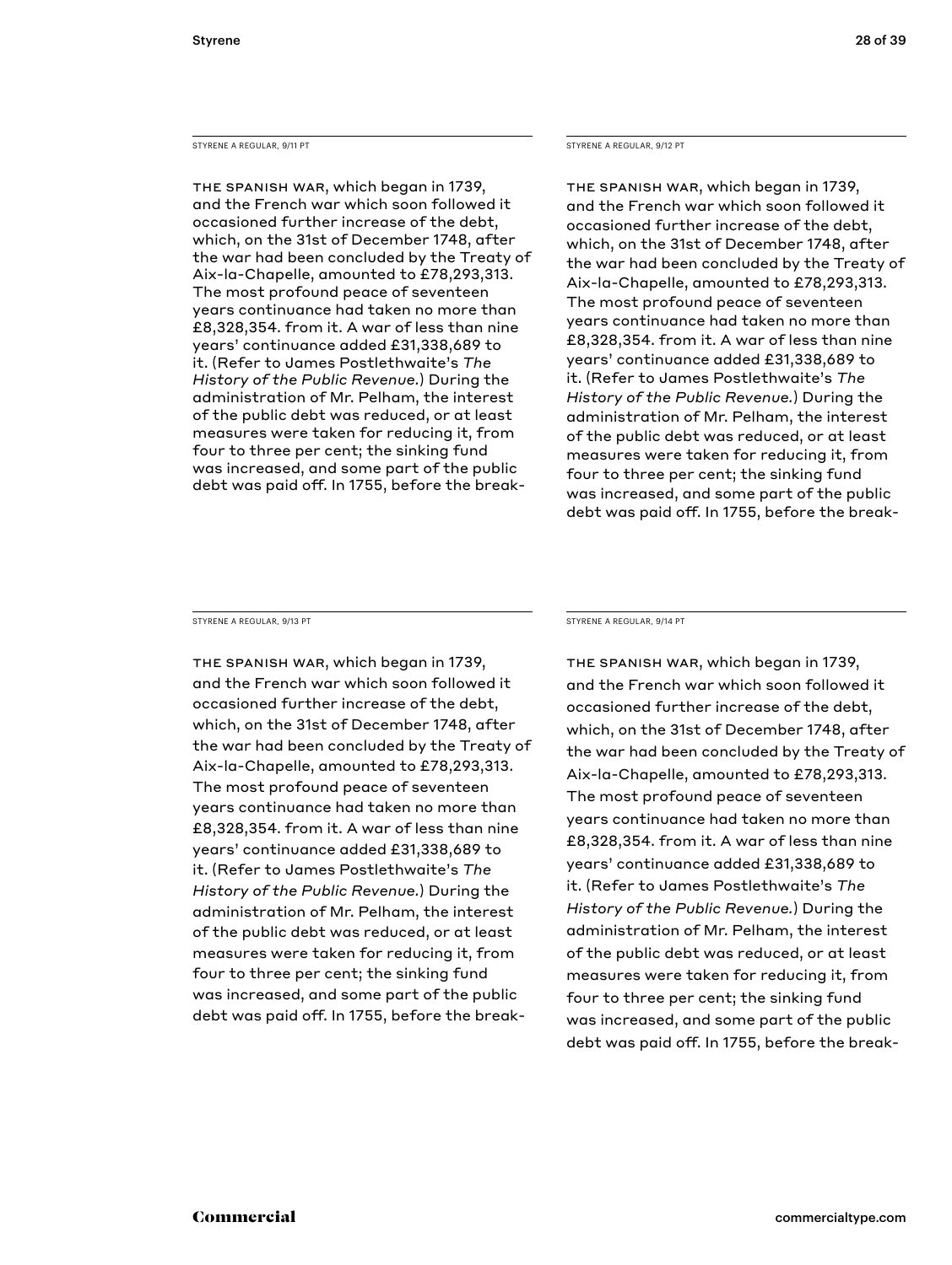STYRENE A REGULAR, 9/11 PT

The Spanish war, which began in 1739, and the French war which soon followed it occasioned further increase of the debt, which, on the 31st of December 1748, after the war had been concluded by the Treaty of Aix-la-Chapelle, amounted to £78,293,313. The most profound peace of seventeen years continuance had taken no more than £8,328,354. from it. A war of less than nine years' continuance added £31,338,689 to it. (Refer to James Postlethwaite's *The History of the Public Revenue.*) During the administration of Mr. Pelham, the interest of the public debt was reduced, or at least measures were taken for reducing it, from four to three per cent; the sinking fund was increased, and some part of the public debt was paid off. In 1755, before the break-

STYRENE A REGULAR, 9/12 PT

The Spanish war, which began in 1739, and the French war which soon followed it occasioned further increase of the debt, which, on the 31st of December 1748, after the war had been concluded by the Treaty of Aix-la-Chapelle, amounted to £78,293,313. The most profound peace of seventeen years continuance had taken no more than £8,328,354. from it. A war of less than nine years' continuance added £31,338,689 to it. (Refer to James Postlethwaite's *The History of the Public Revenue.*) During the administration of Mr. Pelham, the interest of the public debt was reduced, or at least measures were taken for reducing it, from four to three per cent; the sinking fund was increased, and some part of the public debt was paid off. In 1755, before the break-

STYRENE A REGULAR, 9/13 PT

The Spanish war, which began in 1739, and the French war which soon followed it occasioned further increase of the debt, which, on the 31st of December 1748, after the war had been concluded by the Treaty of Aix-la-Chapelle, amounted to £78,293,313. The most profound peace of seventeen years continuance had taken no more than £8,328,354. from it. A war of less than nine years' continuance added £31,338,689 to it. (Refer to James Postlethwaite's *The History of the Public Revenue.*) During the administration of Mr. Pelham, the interest of the public debt was reduced, or at least measures were taken for reducing it, from four to three per cent; the sinking fund was increased, and some part of the public debt was paid off. In 1755, before the break-

STYRENE A REGULAR, 9/14 PT

The Spanish war, which began in 1739, and the French war which soon followed it occasioned further increase of the debt, which, on the 31st of December 1748, after the war had been concluded by the Treaty of Aix-la-Chapelle, amounted to £78,293,313. The most profound peace of seventeen years continuance had taken no more than £8,328,354. from it. A war of less than nine years' continuance added £31,338,689 to it. (Refer to James Postlethwaite's *The History of the Public Revenue.*) During the administration of Mr. Pelham, the interest of the public debt was reduced, or at least measures were taken for reducing it, from four to three per cent; the sinking fund was increased, and some part of the public debt was paid off. In 1755, before the break-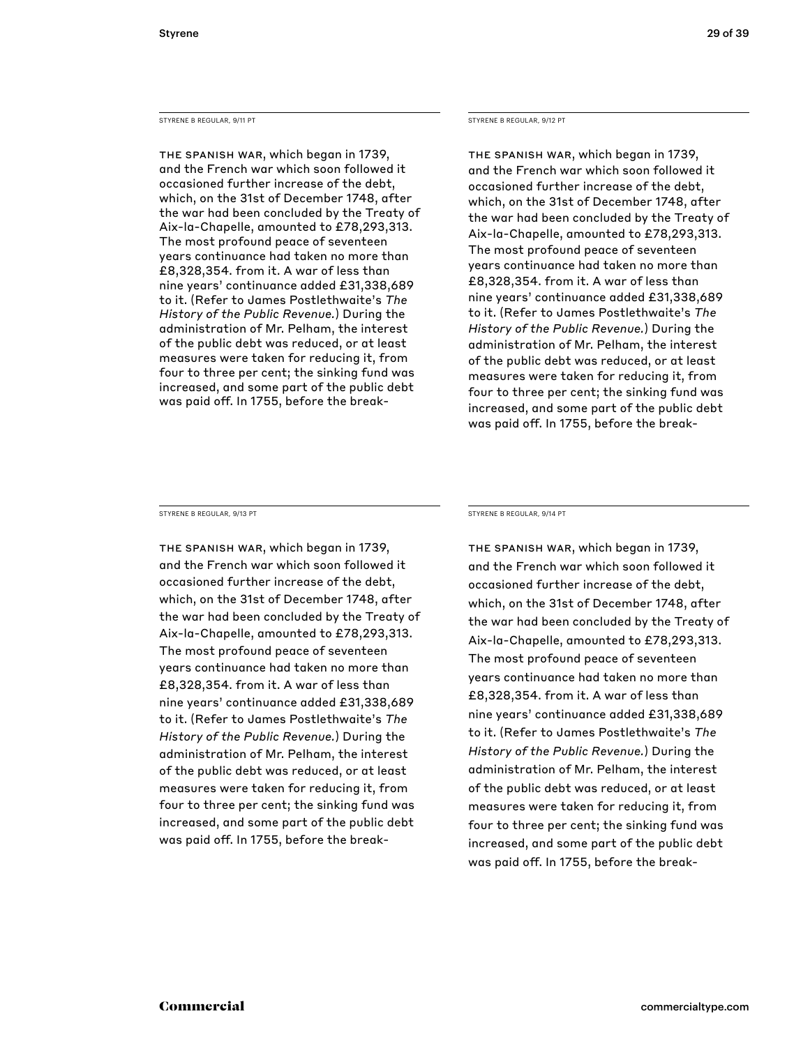STYRENE B REGULAR, 9/11 PT

THE SPANISH WAR, which began in 1739, and the French war which soon followed it occasioned further increase of the debt, which, on the 31st of December 1748, after the war had been concluded by the Treaty of Aix-la-Chapelle, amounted to £78,293,313. The most profound peace of seventeen years continuance had taken no more than £8,328,354. from it. A war of less than nine years' continuance added £31,338,689 to it. (Refer to James Postlethwaite's *The History of the Public Revenue.*) During the administration of Mr. Pelham, the interest of the public debt was reduced, or at least measures were taken for reducing it, from four to three per cent; the sinking fund was increased, and some part of the public debt was paid off. In 1755, before the break-

STYRENE B REGULAR, 9/12 PT

THE SPANISH WAR, which began in 1739, and the French war which soon followed it occasioned further increase of the debt, which, on the 31st of December 1748, after the war had been concluded by the Treaty of Aix-la-Chapelle, amounted to £78,293,313. The most profound peace of seventeen years continuance had taken no more than £8,328,354. from it. A war of less than nine years' continuance added £31,338,689 to it. (Refer to James Postlethwaite's *The History of the Public Revenue.*) During the administration of Mr. Pelham, the interest of the public debt was reduced, or at least measures were taken for reducing it, from four to three per cent; the sinking fund was increased, and some part of the public debt was paid off. In 1755, before the break-

STYRENE B REGULAR, 9/13 PT

THE SPANISH WAR, which began in 1739, and the French war which soon followed it occasioned further increase of the debt, which, on the 31st of December 1748, after the war had been concluded by the Treaty of Aix-la-Chapelle, amounted to £78,293,313. The most profound peace of seventeen years continuance had taken no more than £8,328,354. from it. A war of less than nine years' continuance added £31,338,689 to it. (Refer to James Postlethwaite's *The History of the Public Revenue.*) During the administration of Mr. Pelham, the interest of the public debt was reduced, or at least measures were taken for reducing it, from four to three per cent; the sinking fund was increased, and some part of the public debt was paid off. In 1755, before the break-

STYRENE B REGULAR, 9/14 PT

THE SPANISH WAR, which began in 1739, and the French war which soon followed it occasioned further increase of the debt, which, on the 31st of December 1748, after the war had been concluded by the Treaty of Aix-la-Chapelle, amounted to £78,293,313. The most profound peace of seventeen years continuance had taken no more than £8,328,354. from it. A war of less than nine years' continuance added £31,338,689 to it. (Refer to James Postlethwaite's *The History of the Public Revenue.*) During the administration of Mr. Pelham, the interest of the public debt was reduced, or at least measures were taken for reducing it, from four to three per cent; the sinking fund was increased, and some part of the public debt was paid off. In 1755, before the break-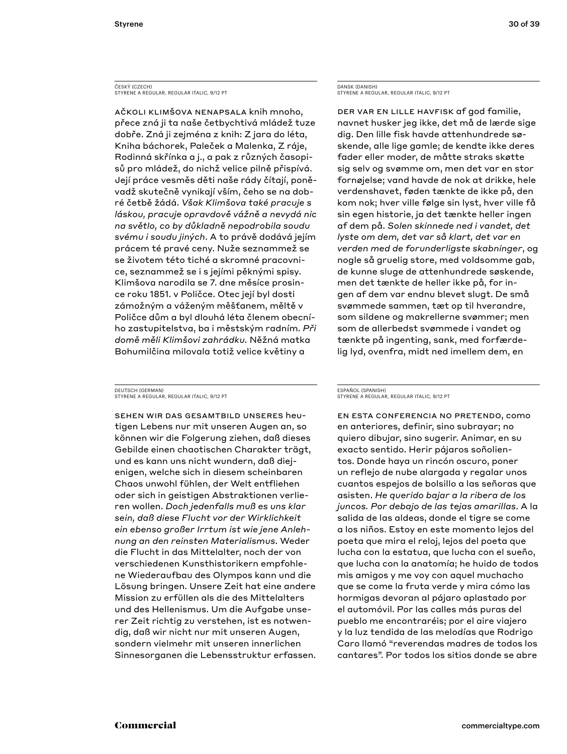ČESKÝ (CZECH)
STYRENE A REGULAR, REGULAR ITALIC, 9/12 PT

Ačkoli Klimšova nenapsala knih mnoho, přece zná ji ta naše četbychtivá mládež tuze dobře. Zná ji zejména z knih: Z jara do léta, Kniha báchorek, Paleček a Malenka, Z ráje, Rodinná skřínka a j., a pak z různých časopisů pro mládež, do nichž velice pilně přispívá. Její práce vesměs děti naše rády čítají, poněvadž skutečně vynikají vším, čeho se na dobré četbě žádá. *Však Klimšova také pracuje s láskou, pracuje opravdově vážně a nevydá nic na světlo, co by důkladně nepodrobila soudu svému i soudu jiných*. A to právě dodává jejím prácem té pravé ceny. Nuže seznammež se se životem této tiché a skromné pracovnice, seznammež se i s jejími pěknými spisy. Klimšova narodila se 7. dne měsíce prosince roku 1851. v Poličce. Otec její byl dosti zámožným a váženým měšťanem, měltě v Poličce dům a byl dlouhá léta členem obecního zastupitelstva, ba i městským radním. *Při domě měli Klimšovi zahrádku*. Něžná matka Bohumilčina milovala totiž velice květiny a

DANSK (DANISH)
STYRENE A REGULAR, REGULAR ITALIC, 9/12 PT

Der var en lille havfisk af god familie, navnet husker jeg ikke, det må de lærde sige dig. Den lille fisk havde attenhundrede søskende, alle lige gamle; de kendte ikke deres fader eller moder, de måtte straks skøtte sig selv og svømme om, men det var en stor fornøjelse; vand havde de nok at drikke, hele verdenshavet, føden tænkte de ikke på, den kom nok; hver ville følge sin lyst, hver ville få sin egen historie, ja det tænkte heller ingen af dem på. *Solen skinnede ned i vandet, det lyste om dem, det var så klart, det var en verden med de forunderligste skabninger*, og nogle så gruelig store, med voldsomme gab, de kunne sluge de attenhundrede søskende, men det tænkte de heller ikke på, for ingen af dem var endnu blevet slugt. De små svømmede sammen, tæt op til hverandre, som sildene og makrellerne svømmer; men som de allerbedst svømmede i vandet og tænkte på ingenting, sank, med forfærdelig lyd, ovenfra, midt ned imellem dem, en

DEUTSCH (GERMAN)
STYRENE A REGULAR, REGULAR ITALIC, 9/12 PT

Sehen wir das Gesamtbild unseres heutigen Lebens nur mit unseren Augen an, so können wir die Folgerung ziehen, daß dieses Gebilde einen chaotischen Charakter trägt, und es kann uns nicht wundern, daß diejenigen, welche sich in diesem scheinbaren Chaos unwohl fühlen, der Welt entfliehen oder sich in geistigen Abstraktionen verlieren wollen. *Doch jedenfalls muß es uns klar sein, daß diese Flucht vor der Wirklichkeit ein ebenso großer Irrtum ist wie jene Anlehnung an den reinsten Materialismus*. Weder die Flucht in das Mittelalter, noch der von verschiedenen Kunsthistorikern empfohlene Wiederaufbau des Olympos kann und die Lösung bringen. Unsere Zeit hat eine andere Mission zu erfüllen als die des Mittelalters und des Hellenismus. Um die Aufgabe unserer Zeit richtig zu verstehen, ist es notwendig, daß wir nicht nur mit unseren Augen, sondern vielmehr mit unseren innerlichen Sinnesorganen die Lebensstruktur erfassen.

ESPAÑOL (SPANISH)
STYRENE A REGULAR, REGULAR ITALIC, 9/12 PT

En esta conferencia no pretendo, como en anteriores, definir, sino subrayar; no quiero dibujar, sino sugerir. Animar, en su exacto sentido. Herir pájaros soñolientos. Donde haya un rincón oscuro, poner un reflejo de nube alargada y regalar unos cuantos espejos de bolsillo a las señoras que asisten. *He querido bajar a la ribera de los juncos. Por debajo de las tejas amarillas*. A la salida de las aldeas, donde el tigre se come a los niños. Estoy en este momento lejos del poeta que mira el reloj, lejos del poeta que lucha con la estatua, que lucha con el sueño, que lucha con la anatomía; he huido de todos mis amigos y me voy con aquel muchacho que se come la fruta verde y mira cómo las hormigas devoran al pájaro aplastado por el automóvil. Por las calles más puras del pueblo me encontraréis; por el aire viajero y la luz tendida de las melodías que Rodrigo Caro llamó "reverendas madres de todos los cantares". Por todos los sitios donde se abre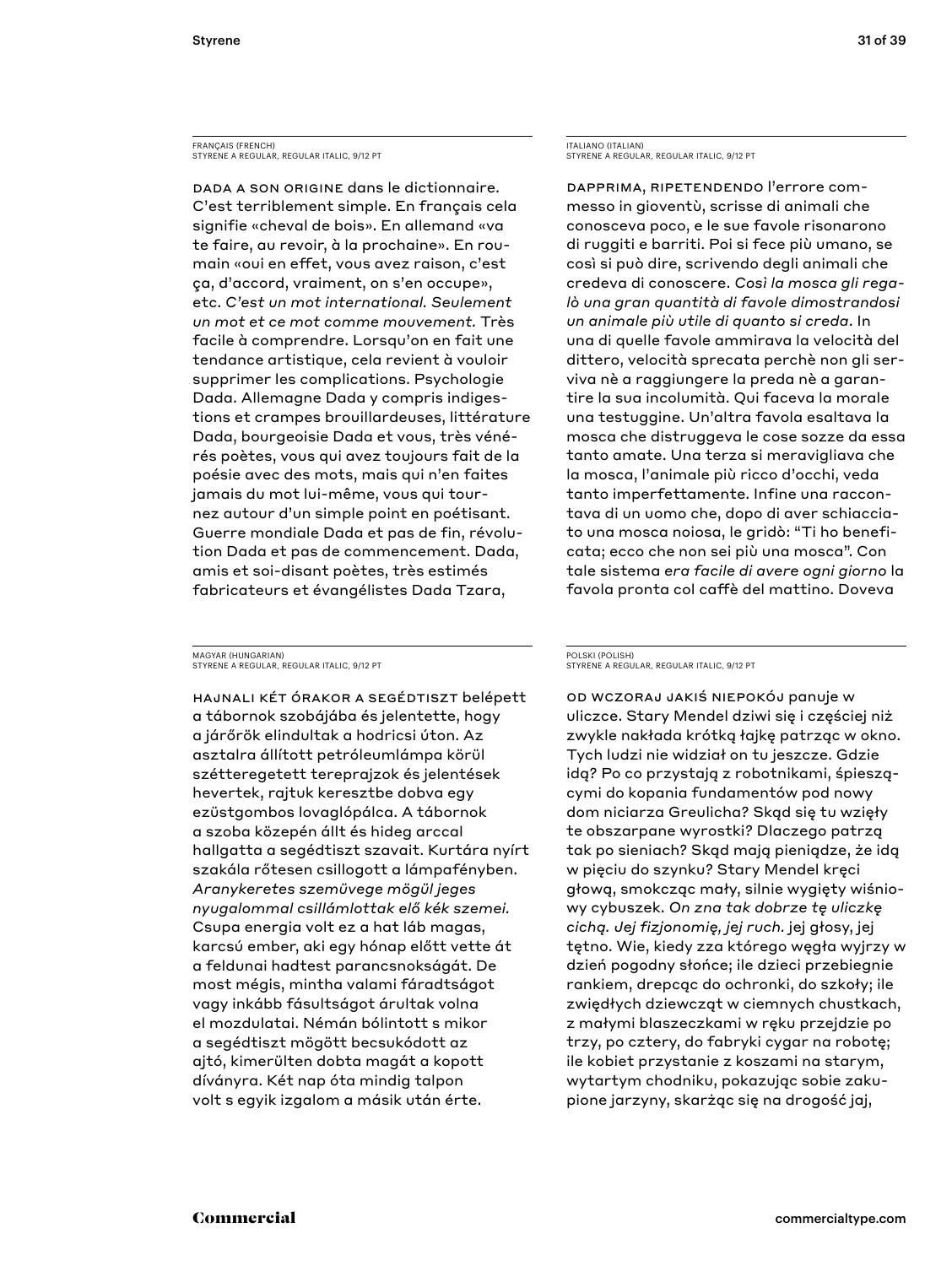FRANÇAIS (FRENCH)
STYRENE A REGULAR, REGULAR ITALIC, 9/12 PT

DADA A SON ORIGINE dans le dictionnaire. C'est terriblement simple. En français cela signifie «cheval de bois». En allemand «va te faire, au revoir, à la prochaine». En roumain «oui en effet, vous avez raison, c'est ça, d'accord, vraiment, on s'en occupe», etc. *C'est un mot international. Seulement un mot et ce mot comme mouvement.* Très facile à comprendre. Lorsqu'on en fait une tendance artistique, cela revient à vouloir supprimer les complications. Psychologie Dada. Allemagne Dada y compris indigestions et crampes brouillardeuses, littérature Dada, bourgeoisie Dada et vous, très vénérés poètes, vous qui avez toujours fait de la poésie avec des mots, mais qui n'en faites jamais du mot lui-même, vous qui tournez autour d'un simple point en poétisant. Guerre mondiale Dada et pas de fin, révolution Dada et pas de commencement. Dada, amis et soi-disant poètes, très estimés fabricateurs et évangélistes Dada Tzara,

ITALIANO (ITALIAN)
STYRENE A REGULAR, REGULAR ITALIC, 9/12 PT

DAPPRIMA, RIPETENDENDO l'errore commesso in gioventù, scrisse di animali che conosceva poco, e le sue favole risonarono di ruggiti e barriti. Poi si fece più umano, se così si può dire, scrivendo degli animali che credeva di conoscere. *Così la mosca gli regalò una gran quantità di favole dimostrandosi un animale più utile di quanto si creda.* In una di quelle favole ammirava la velocità del dittero, velocità sprecata perchè non gli serviva nè a raggiungere la preda nè a garantire la sua incolumità. Qui faceva la morale una testuggine. Un'altra favola esaltava la mosca che distruggeva le cose sozze da essa tanto amate. Una terza si meravigliava che la mosca, l'animale più ricco d'occhi, veda tanto imperfettamente. Infine una raccontava di un uomo che, dopo di aver schiacciato una mosca noiosa, le gridò: "Ti ho beneficata; ecco che non sei più una mosca". Con tale sistema *era facile di avere ogni giorno* la favola pronta col caffè del mattino. Doveva

MAGYAR (HUNGARIAN)
STYRENE A REGULAR, REGULAR ITALIC, 9/12 PT

HAJNALI KÉT ÓRAKOR A SEGÉDTISZT belépett a tábornok szobájába és jelentette, hogy a járőrök elindultak a hodricsi úton. Az asztalra állított petróleumlámpa körül szétteregetett tereprajzok és jelentések hevertek, rajtuk keresztbe dobva egy ezüstgombos lovaglópálca. A tábornok a szoba közepén állt és hideg arccal hallgatta a segédtiszt szavait. Kurtára nyírt szakála rőtesen csillogott a lámpafényben. *Aranykeretes szemüvege mögül jeges nyugalommal csillámlottak elő kék szemei.* Csupa energia volt ez a hat láb magas, karcsú ember, aki egy hónap előtt vette át a feldunai hadtest parancsnokságát. De most mégis, mintha valami fáradtságot vagy inkább fásultságot árultak volna el mozdulatai. Némán bólintott s mikor a segédtiszt mögött becsukódott az ajtó, kimerülten dobta magát a kopott díványra. Két nap óta mindig talpon volt s egyik izgalom a másik után érte.

POLSKI (POLISH)
STYRENE A REGULAR, REGULAR ITALIC, 9/12 PT

OD WCZORAJ JAKIŚ NIEPOKÓJ panuje w uliczce. Stary Mendel dziwi się i częściej niż zwykle nakłada krótką łajkę patrząc w okno. Tych ludzi nie widział on tu jeszcze. Gdzie idą? Po co przystają z robotnikami, śpieszącymi do kopania fundamentów pod nowy dom niciarza Greulicha? Skąd się tu wzięły te obszarpane wyrostki? Dlaczego patrzą tak po sieniach? Skąd mają pieniądze, że idą w pięciu do szynku? Stary Mendel kręci głową, smokcząc mały, silnie wygięty wiśniowy cybuszek. *On zna tak dobrze tę uliczkę cichą. Jej fizjonomię, jej ruch.* jej głosy, jej tętno. Wie, kiedy zza którego węgła wyjrzy w dzień pogodny słońce; ile dzieci przebiegnie rankiem, drepcąc do ochronki, do szkoły; ile zwiędłych dziewcząt w ciemnych chustkach, z małymi blaszeczkami w ręku przejdzie po trzy, po cztery, do fabryki cygar na robotę; ile kobiet przystanie z koszami na starym, wytartym chodniku, pokazując sobie zakupione jarzyny, skarżąc się na drogość jaj,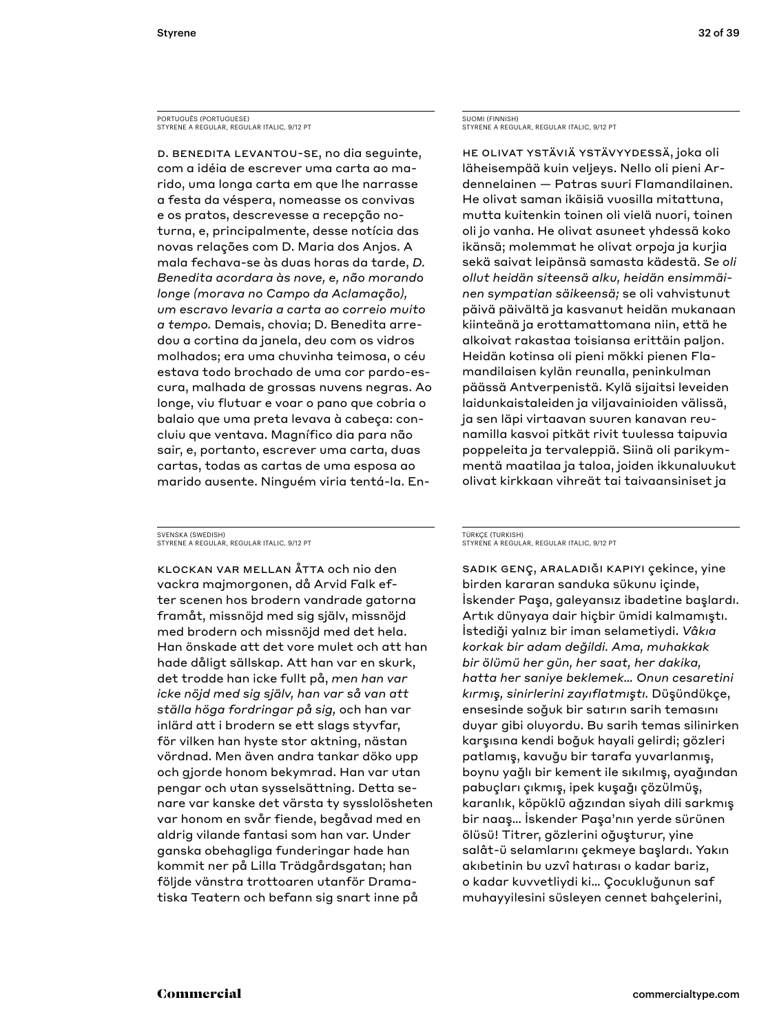PORTUGUÊS (PORTUGUESE)
STYRENE A REGULAR, REGULAR ITALIC, 9/12 PT

D. BENEDITA LEVANTOU-SE, no dia seguinte, com a idéia de escrever uma carta ao marido, uma longa carta em que lhe narrasse a festa da véspera, nomeasse os convivas e os pratos, descrevesse a recepção noturna, e, principalmente, desse notícia das novas relações com D. Maria dos Anjos. A mala fechava-se às duas horas da tarde, *D. Benedita acordara às nove, e, não morando longe (morava no Campo da Aclamação), um escravo levaria a carta ao correio muito a tempo.* Demais, chovia; D. Benedita arredou a cortina da janela, deu com os vidros molhados; era uma chuvinha teimosa, o céu estava todo brochado de uma cor pardo-escura, malhada de grossas nuvens negras. Ao longe, viu flutuar e voar o pano que cobria o balaio que uma preta levava à cabeça: concluiu que ventava. Magnífico dia para não sair, e, portanto, escrever uma carta, duas cartas, todas as cartas de uma esposa ao marido ausente. Ninguém viria tentá-la. En-

SUOMI (FINNISH)
STYRENE A REGULAR, REGULAR ITALIC, 9/12 PT

HE OLIVAT YSTÄVIÄ YSTÄVYYDESSÄ, joka oli läheisempää kuin veljeys. Nello oli pieni Ardennelainen — Patras suuri Flamandilainen. He olivat saman ikäisiä vuosilla mitattuna, mutta kuitenkin toinen oli vielä nuori, toinen oli jo vanha. He olivat asuneet yhdessä koko ikänsä; molemmat he olivat orpoja ja kurjia sekä saivat leipänsä samasta kädestä. *Se oli ollut heidän siteensä alku, heidän ensimmäinen sympatian säikeensä;* se oli vahvistunut päivä päivältä ja kasvanut heidän mukanaan kiinteänä ja erottamattomana niin, että he alkoivat rakastaa toisiansa erittäin paljon. Heidän kotinsa oli pieni mökki pienen Flamandilaisen kylän reunalla, peninkulman päässä Antverpenistä. Kylä sijaitsi leveiden laidunkaistaleiden ja viljavainioiden välissä, ja sen läpi virtaavan suuren kanavan reunamilla kasvoi pitkät rivit tuulessa taipuvia poppeleita ja tervaleppiä. Siinä oli parikymmentä maatilaa ja taloa, joiden ikkunaluukut olivat kirkkaan vihreät tai taivaansiniset ja

SVENSKA (SWEDISH)
STYRENE A REGULAR, REGULAR ITALIC, 9/12 PT

KLOCKAN VAR MELLAN ÅTTA och nio den vackra majmorgonen, då Arvid Falk efter scenen hos brodern vandrade gatorna framåt, missnöjd med sig själv, missnöjd med brodern och missnöjd med det hela. Han önskade att det vore mulet och att han hade dåligt sällskap. Att han var en skurk, det trodde han icke fullt på, *men han var icke nöjd med sig själv, han var så van att ställa höga fordringar på sig,* och han var inlärd att i brodern se ett slags styvfar, för vilken han hyste stor aktning, nästan vördnad. Men även andra tankar döko upp och gjorde honom bekymrad. Han var utan pengar och utan sysselsättning. Detta senare var kanske det värsta ty sysslolösheten var honom en svår fiende, begåvad med en aldrig vilande fantasi som han var. Under ganska obehagliga funderingar hade han kommit ner på Lilla Trädgårdsgatan; han följde vänstra trottoaren utanför Dramatiska Teatern och befann sig snart inne på

TÜRKÇE (TURKISH)
STYRENE A REGULAR, REGULAR ITALIC, 9/12 PT

SADIK GENÇ, ARALADIĞI KAPIYI çekince, yine birden kararan sanduka sükunu içinde, İskender Paşa, galeyansız ibadetine başlardı. Artık dünyaya dair hiçbir ümidi kalmamıştı. İstediği yalnız bir iman selametiydi. *Vâkıa korkak bir adam değildi. Ama, muhakkak bir ölümü her gün, her saat, her dakika, hatta her saniye beklemek… Onun cesaretini kırmış, sinirlerini zayıflatmıştı.* Düşündükçe, ensesinde soğuk bir satırın sarih temasını duyar gibi oluyordu. Bu sarih temas silinirken karşısına kendi boğuk hayali gelirdi; gözleri patlamış, kavuğu bir tarafa yuvarlanmış, boynu yağlı bir kement ile sıkılmış, ayağından pabuçları çıkmış, ipek kuşağı çözülmüş, karanlık, köpüklü ağzından siyah dili sarkmış bir naaş… İskender Paşa'nın yerde sürünen ölüsü! Titrer, gözlerini oğuşturur, yine salât-ü selamlarını çekmeye başlardı. Yakın akıbetinin bu uzvî hatırası o kadar bariz, o kadar kuvvetliydi ki… Çocukluğunun saf muhayyilesini süsleyen cennet bahçelerini,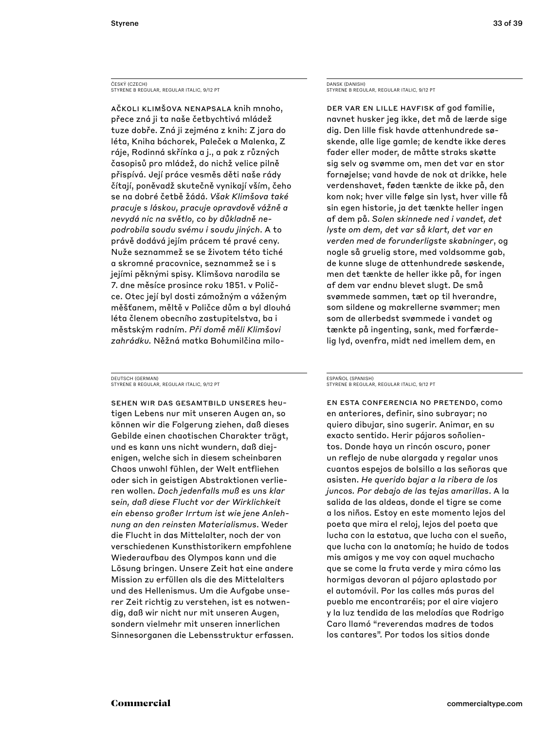ČESKÝ (CZECH)
STYRENE B REGULAR, REGULAR ITALIC, 9/12 PT

AČKOLI KLIMŠOVA NENAPSALA knih mnoho, přece zná ji ta naše četbychtivá mládež tuze dobře. Zná ji zejména z knih: Z jara do léta, Kniha báchorek, Paleček a Malenka, Z ráje, Rodinná skřínka a j., a pak z různých časopisů pro mládež, do nichž velice pilně přispívá. Její práce vesměs děti naše rády čítají, poněvadž skutečně vynikají vším, čeho se na dobré četbě žádá. *Však Klimšova také pracuje s láskou, pracuje opravdově vážně a nevydá nic na světlo, co by důkladně nepodrobila soudu svému i soudu jiných*. A to právě dodává jejím prácem té pravé ceny. Nuže seznammež se se životem této tiché a skromné pracovnice, seznammež se i s jejími pěknými spisy. Klimšova narodila se 7. dne měsíce prosince roku 1851. v Poličce. Otec její byl dosti zámožným a váženým měšťanem, měltě v Poličce dům a byl dlouhá léta členem obecního zastupitelstva, ba i městským radním. *Při domě měli Klimšovi zahrádku.* Něžná matka Bohumilčina milo-

DANSK (DANISH)
STYRENE B REGULAR, REGULAR ITALIC, 9/12 PT

DER VAR EN LILLE HAVFISK af god familie, navnet husker jeg ikke, det må de lærde sige dig. Den lille fisk havde attenhundrede søskende, alle lige gamle; de kendte ikke deres fader eller moder, de måtte straks skøtte sig selv og svømme om, men det var en stor fornøjelse; vand havde de nok at drikke, hele verdenshavet, føden tænkte de ikke på, den kom nok; hver ville følge sin lyst, hver ville få sin egen historie, ja det tænkte heller ingen af dem på. *Solen skinnede ned i vandet, det lyste om dem, det var så klart, det var en verden med de forunderligste skabninger*, og nogle så gruelig store, med voldsomme gab, de kunne sluge de attenhundrede søskende, men det tænkte de heller ikke på, for ingen af dem var endnu blevet slugt. De små svømmede sammen, tæt op til hverandre, som sildene og makrellerne svømmer; men som de allerbedst svømmede i vandet og tænkte på ingenting, sank, med forfærdelig lyd, ovenfra, midt ned imellem dem, en

DEUTSCH (GERMAN)
STYRENE B REGULAR, REGULAR ITALIC, 9/12 PT

SEHEN WIR DAS GESAMTBILD UNSERES heutigen Lebens nur mit unseren Augen an, so können wir die Folgerung ziehen, daß dieses Gebilde einen chaotischen Charakter trägt, und es kann uns nicht wundern, daß diejenigen, welche sich in diesem scheinbaren Chaos unwohl fühlen, der Welt entfliehen oder sich in geistigen Abstraktionen verlieren wollen. *Doch jedenfalls muß es uns klar sein, daß diese Flucht vor der Wirklichkeit ein ebenso großer Irrtum ist wie jene Anlehnung an den reinsten Materialismus*. Weder die Flucht in das Mittelalter, noch der von verschiedenen Kunsthistorikern empfohlene Wiederaufbau des Olympos kann und die Lösung bringen. Unsere Zeit hat eine andere Mission zu erfüllen als die des Mittelalters und des Hellenismus. Um die Aufgabe unserer Zeit richtig zu verstehen, ist es notwendig, daß wir nicht nur mit unseren Augen, sondern vielmehr mit unseren innerlichen Sinnesorganen die Lebensstruktur erfassen.

ESPAÑOL (SPANISH)
STYRENE B REGULAR, REGULAR ITALIC, 9/12 PT

EN ESTA CONFERENCIA NO PRETENDO, como en anteriores, definir, sino subrayar; no quiero dibujar, sino sugerir. Animar, en su exacto sentido. Herir pájaros soñolientos. Donde haya un rincón oscuro, poner un reflejo de nube alargada y regalar unos cuantos espejos de bolsillo a las señoras que asisten. *He querido bajar a la ribera de los juncos. Por debajo de las tejas amarillas*. A la salida de las aldeas, donde el tigre se come a los niños. Estoy en este momento lejos del poeta que mira el reloj, lejos del poeta que lucha con la estatua, que lucha con el sueño, que lucha con la anatomía; he huido de todos mis amigos y me voy con aquel muchacho que se come la fruta verde y mira cómo las hormigas devoran al pájaro aplastado por el automóvil. Por las calles más puras del pueblo me encontraréis; por el aire viajero y la luz tendida de las melodías que Rodrigo Caro llamó "reverendas madres de todos los cantares". Por todos los sitios donde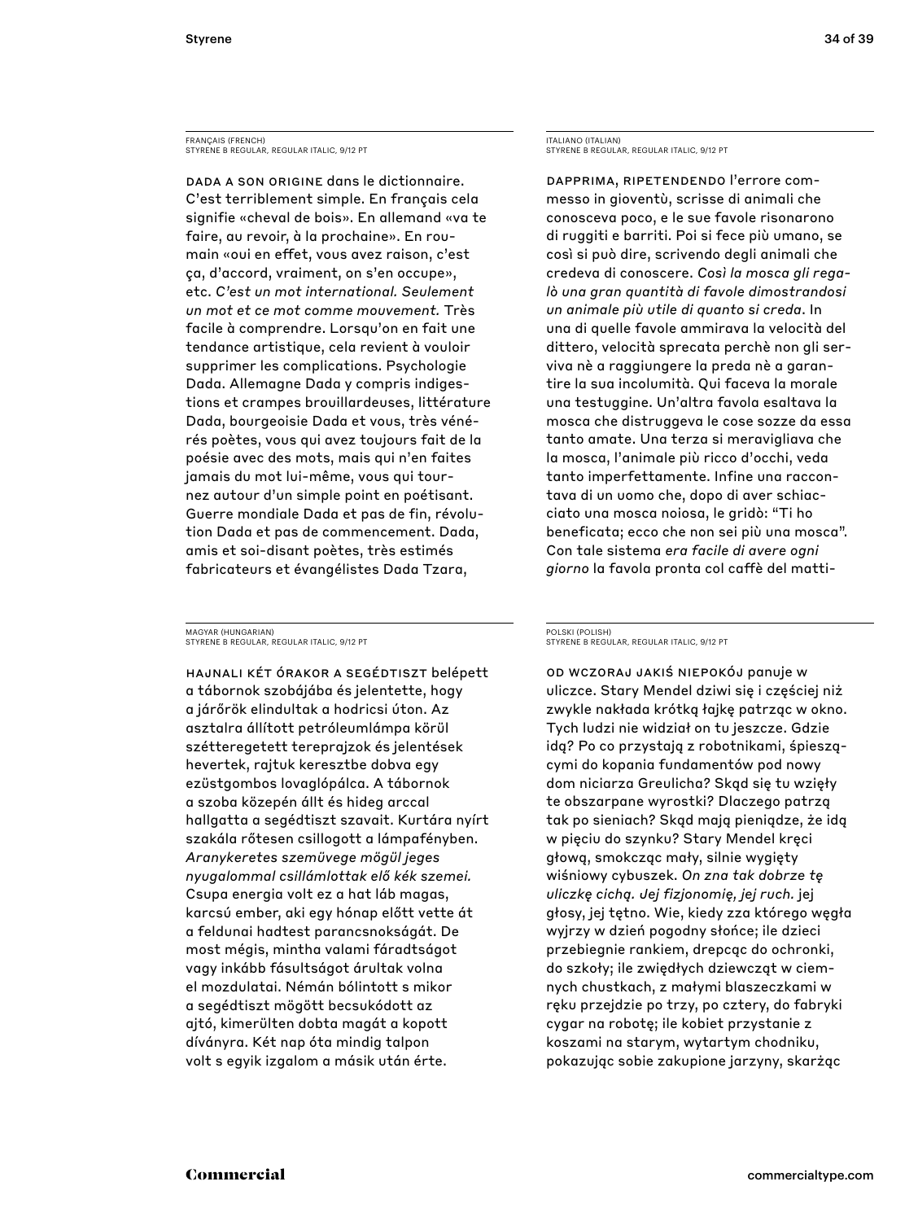FRANÇAIS (FRENCH)
STYRENE B REGULAR, REGULAR ITALIC, 9/12 PT

DADA A SON ORIGINE dans le dictionnaire. C'est terriblement simple. En français cela signifie «cheval de bois». En allemand «va te faire, au revoir, à la prochaine». En roumain «oui en effet, vous avez raison, c'est ça, d'accord, vraiment, on s'en occupe», etc. *C'est un mot international. Seulement un mot et ce mot comme mouvement.* Très facile à comprendre. Lorsqu'on en fait une tendance artistique, cela revient à vouloir supprimer les complications. Psychologie Dada. Allemagne Dada y compris indigestions et crampes brouillardeuses, littérature Dada, bourgeoisie Dada et vous, très vénérés poètes, vous qui avez toujours fait de la poésie avec des mots, mais qui n'en faites jamais du mot lui-même, vous qui tournez autour d'un simple point en poétisant. Guerre mondiale Dada et pas de fin, révolution Dada et pas de commencement. Dada, amis et soi-disant poètes, très estimés fabricateurs et évangélistes Dada Tzara,

ITALIANO (ITALIAN)
STYRENE B REGULAR, REGULAR ITALIC, 9/12 PT

DAPPRIMA, RIPETENDENDO l'errore commesso in gioventù, scrisse di animali che conosceva poco, e le sue favole risonarono di ruggiti e barriti. Poi si fece più umano, se così si può dire, scrivendo degli animali che credeva di conoscere. *Così la mosca gli regalò una gran quantità di favole dimostrandosi un animale più utile di quanto si creda.* In una di quelle favole ammirava la velocità del dittero, velocità sprecata perchè non gli serviva nè a raggiungere la preda nè a garantire la sua incolumità. Qui faceva la morale una testuggine. Un'altra favola esaltava la mosca che distruggeva le cose sozze da essa tanto amate. Una terza si meravigliava che la mosca, l'animale più ricco d'occhi, veda tanto imperfettamente. Infine una raccontava di un uomo che, dopo di aver schiacciato una mosca noiosa, le gridò: "Ti ho beneficata; ecco che non sei più una mosca". Con tale sistema *era facile di avere ogni giorno* la favola pronta col caffè del matti-

MAGYAR (HUNGARIAN)
STYRENE B REGULAR, REGULAR ITALIC, 9/12 PT

HAJNALI KÉT ÓRAKOR A SEGÉDTISZT belépett a tábornok szobájába és jelentette, hogy a járőrök elindultak a hodricsi úton. Az asztalra állított petróleumlámpa körül szétteregetett tereprajzok és jelentések hevertek, rajtuk keresztbe dobva egy ezüstgombos lovaglópálca. A tábornok a szoba közepén állt és hideg arccal hallgatta a segédtiszt szavait. Kurtára nyírt szakála rőtesen csillogott a lámpafényben. *Aranykeretes szemüvege mögül jeges nyugalommal csillámlottak elő kék szemei.* Csupa energia volt ez a hat láb magas, karcsú ember, aki egy hónap előtt vette át a feldunai hadtest parancsnokságát. De most mégis, mintha valami fáradtságot vagy inkább fásultságot árultak volna el mozdulatai. Némán bólintott s mikor a segédtiszt mögött becsukódott az ajtó, kimerülten dobta magát a kopott díványra. Két nap óta mindig talpon volt s egyik izgalom a másik után érte.

POLSKI (POLISH)
STYRENE B REGULAR, REGULAR ITALIC, 9/12 PT

OD WCZORAJ JAKIŚ NIEPOKÓJ panuje w uliczce. Stary Mendel dziwi się i częściej niż zwykle nakłada krótką łajkę patrząc w okno. Tych ludzi nie widział on tu jeszcze. Gdzie idą? Po co przystają z robotnikami, śpieszącymi do kopania fundamentów pod nowy dom niciarza Greulicha? Skąd się tu wzięły te obszarpane wyrostki? Dlaczego patrzą tak po sieniach? Skąd mają pieniądze, że idą w pięciu do szynku? Stary Mendel kręci głową, smokcząc mały, silnie wygięty wiśniowy cybuszek. *On zna tak dobrze tę uliczkę cichą. Jej fizjonomię, jej ruch.* jej głosy, jej tętno. Wie, kiedy zza którego węgła wyjrzy w dzień pogodny słońce; ile dzieci przebiegnie rankiem, drepcąc do ochronki, do szkoły; ile zwiędłych dziewcząt w ciemnych chustkach, z małymi blaszeczkami w ręku przejdzie po trzy, po cztery, do fabryki cygar na robotę; ile kobiet przystanie z koszami na starym, wytartym chodniku, pokazując sobie zakupione jarzyny, skarżąc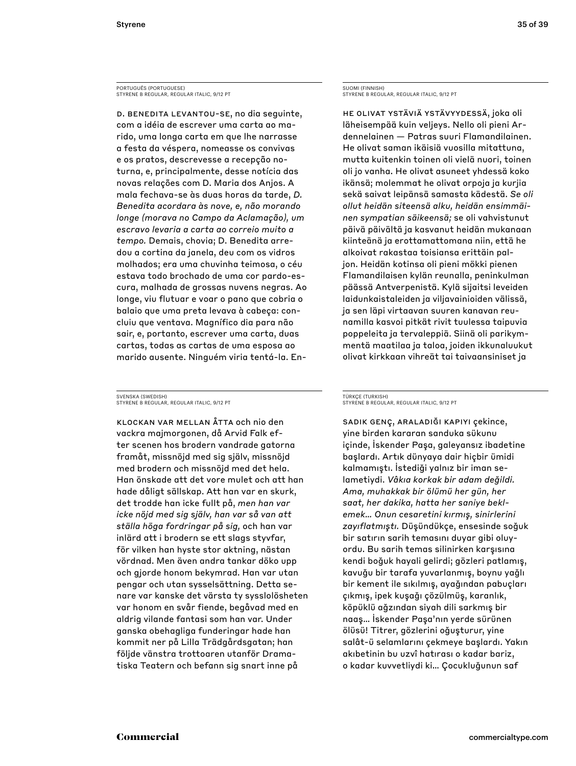PORTUGUÊS (PORTUGUESE)
STYRENE B REGULAR, REGULAR ITALIC, 9/12 PT

D. BENEDITA LEVANTOU-SE, no dia seguinte, com a idéia de escrever uma carta ao marido, uma longa carta em que lhe narrasse a festa da véspera, nomeasse os convivas e os pratos, descrevesse a recepção noturna, e, principalmente, desse notícia das novas relações com D. Maria dos Anjos. A mala fechava-se às duas horas da tarde, *D. Benedita acordara às nove, e, não morando longe (morava no Campo da Aclamação), um escravo levaria a carta ao correio muito a tempo.* Demais, chovia; D. Benedita arredou a cortina da janela, deu com os vidros molhados; era uma chuvinha teimosa, o céu estava todo brochado de uma cor pardo-escura, malhada de grossas nuvens negras. Ao longe, viu flutuar e voar o pano que cobria o balaio que uma preta levava à cabeça: concluiu que ventava. Magnífico dia para não sair, e, portanto, escrever uma carta, duas cartas, todas as cartas de uma esposa ao marido ausente. Ninguém viria tentá-la. En-

SUOMI (FINNISH)
STYRENE B REGULAR, REGULAR ITALIC, 9/12 PT

HE OLIVAT YSTÄVIÄ YSTÄVYYDESSÄ, joka oli läheisempää kuin veljeys. Nello oli pieni Ardennelainen — Patras suuri Flamandilainen. He olivat saman ikäisiä vuosilla mitattuna, mutta kuitenkin toinen oli vielä nuori, toinen oli jo vanha. He olivat asuneet yhdessä koko ikänsä; molemmat he olivat orpoja ja kurjia sekä saivat leipänsä samasta kädestä. *Se oli ollut heidän siteensä alku, heidän ensimmäinen sympatian säikeensä;* se oli vahvistunut päivä päivältä ja kasvanut heidän mukanaan kiinteänä ja erottamattomana niin, että he alkoivat rakastaa toisiansa erittäin paljon. Heidän kotinsa oli pieni mökki pienen Flamandilaisen kylän reunalla, peninkulman päässä Antverpenistä. Kylä sijaitsi leveiden laidunkaistaleiden ja viljavainioiden välissä, ja sen läpi virtaavan suuren kanavan reunamilla kasvoi pitkät rivit tuulessa taipuvia poppeleita ja tervaleppiä. Siinä oli parikymmentä maatilaa ja taloa, joiden ikkunaluukut olivat kirkkaan vihreät tai taivaansiniset ja

SVENSKA (SWEDISH)
STYRENE B REGULAR, REGULAR ITALIC, 9/12 PT

KLOCKAN VAR MELLAN ÅTTA och nio den vackra majmorgonen, då Arvid Falk efter scenen hos brodern vandrade gatorna framåt, missnöjd med sig själv, missnöjd med brodern och missnöjd med det hela. Han önskade att det vore mulet och att han hade dåligt sällskap. Att han var en skurk, det trodde han icke fullt på, *men han var icke nöjd med sig själv, han var så van att ställa höga fordringar på sig,* och han var inlärd att i brodern se ett slags styvfar, för vilken han hyste stor aktning, nästan vördnad. Men även andra tankar döko upp och gjorde honom bekymrad. Han var utan pengar och utan sysselsättning. Detta senare var kanske det värsta ty sysslolösheten var honom en svår fiende, begåvad med en aldrig vilande fantasi som han var. Under ganska obehagliga funderingar hade han kommit ner på Lilla Trädgårdsgatan; han följde vänstra trottoaren utanför Dramatiska Teatern och befann sig snart inne på

TÜRKÇE (TURKISH)
STYRENE B REGULAR, REGULAR ITALIC, 9/12 PT

SADIK GENÇ, ARALADIĞI KAPIYI çekince, yine birden kararan sanduka sükunu içinde, İskender Paşa, galeyansız ibadetine başlardı. Artık dünyaya dair hiçbir ümidi kalmamıştı. İstediği yalnız bir iman selametiydi. *Vâkıa korkak bir adam değildi. Ama, muhakkak bir ölümü her gün, her saat, her dakika, hatta her saniye beklemek… Onun cesaretini kırmış, sinirlerini zayıflatmıştı.* Düşündükçe, ensesinde soğuk bir satırın sarih temasını duyar gibi oluyordu. Bu sarih temas silinirken karşısına kendi boğuk hayali gelirdi; gözleri patlamış, kavuğu bir tarafa yuvarlanmış, boynu yağlı bir kement ile sıkılmış, ayağından pabuçları çıkmış, ipek kuşağı çözülmüş, karanlık, köpüklü ağzından siyah dili sarkmış bir naaş… İskender Paşa'nın yerde sürünen ölüsü! Titrer, gözlerini oğuşturur, yine salât-ü selamlarını çekmeye başlardı. Yakın akıbetinin bu uzvî hatırası o kadar bariz, o kadar kuvvetliydi ki… Çocukluğunun saf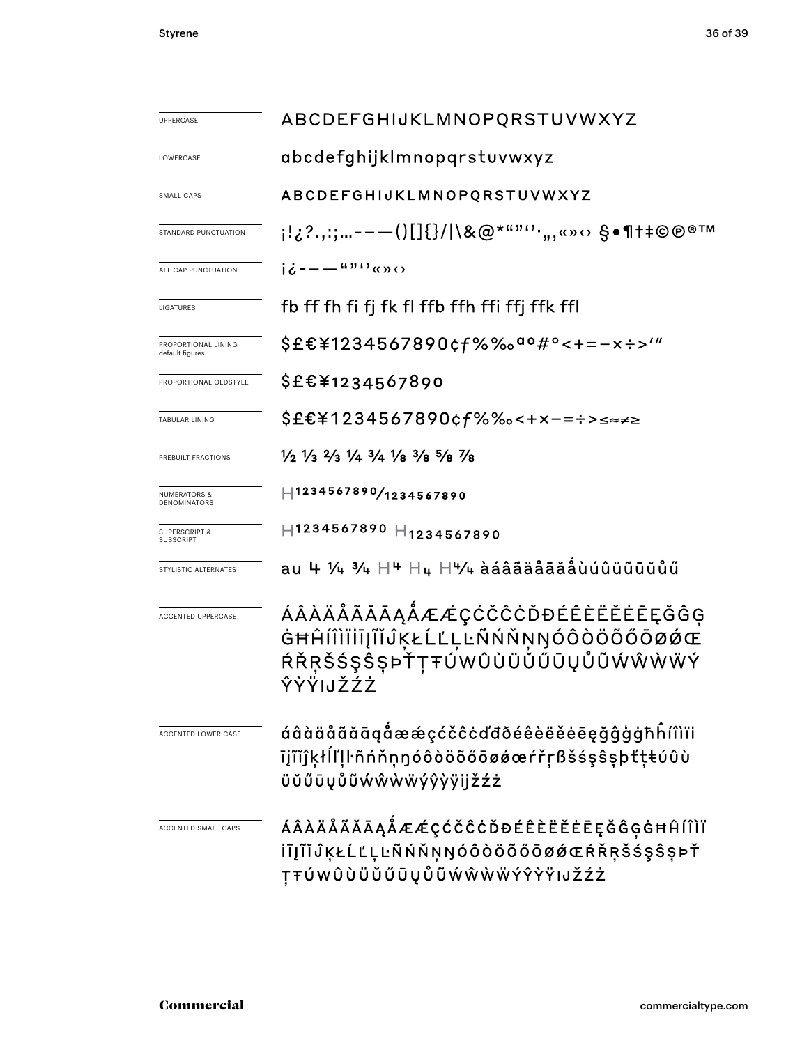| | |
|---|---|
| UPPERCASE | ABCDEFGHIJKLMNOPQRSTUVWXYZ |
| LOWERCASE | abcdefghijklmnopqrstuvwxyz |
| SMALL CAPS | ABCDEFGHIJKLMNOPQRSTUVWXYZ |
| STANDARD PUNCTUATION | ¡!¿?.,:;…-–—()[]{}/\|\&@*“”‘’·„‚«»‹› §•¶†‡©℗®™ |
| ALL CAP PUNCTUATION | ¡¿-–—“”‘’«»‹› |
| LIGATURES | fb ff fh fi fj fk fl ffb ffh ffi ffj ffk ffl |
| PROPORTIONAL LINING default figures | $£€¥1234567890¢ƒ%‰ªº#°<+=−×÷>′″ |
| PROPORTIONAL OLDSTYLE | $£€¥1234567890 |
| TABULAR LINING | $£€¥1234567890¢ƒ%‰<+×−=÷>≤≈≠≥ |
| PREBUILT FRACTIONS | ½ ⅓ ⅔ ¼ ¾ ⅛ ⅜ ⅝ ⅞ |
| NUMERATORS & DENOMINATORS | H1234567890/1234567890 |
| SUPERSCRIPT & SUBSCRIPT | H1234567890 H1234567890 |
| STYLISTIC ALTERNATES | au 4 ¼ ¾ H4 H4 H4/4 àáâãäåāăǻùúûüũūŭůű |
| ACCENTED UPPERCASE | ÁÂÀÄÅÃĂĀĄǺÆǼÇĆČĈĊĎĐÉÊÈËĚĖĒĘĞĜĢĠĦĤÍÎÌÏİĪĮĨĬĴĶŁĹĽĻĿÑŃŇŅŊÓÔÒÖÕŐŌØǾŒŔŘŖŠŚŞŜȘÞŤŢŦÚŴÛÙÜŬŰŪŲŮŨẂŴẀẄÝŶỲŸĲŽŹŻ |
| ACCENTED LOWER CASE | áâàäåãăāąǻæǽçćčĉċďđðéêèëěėēęğĝģġħĥíîìïiīįĩĭĵķłĺľļŀñńňņŋóôòöõőōøǿœŕřŗßšśşŝșþťţŧúûùüŭűūųůũẃŵẁẅýŷỳÿĳžźż |
| ACCENTED SMALL CAPS | ÁÂÀÄÅÃĂĀĄǺÆǼÇĆČĈĊĎĐÉÊÈËĚĖĒĘĞĜĢĠĦĤÍÎÌÏİĪĮĨĬĴĶŁĹĽĻĿÑŃŇŅŊÓÔÒÖÕŐŌØǾŒŔŘŖŠŚŞŜȘÞŤŢŦÚŴÛÙÜŬŰŪŲŮŨẂŴẀẄÝŶỲŸĲŽŹŻ |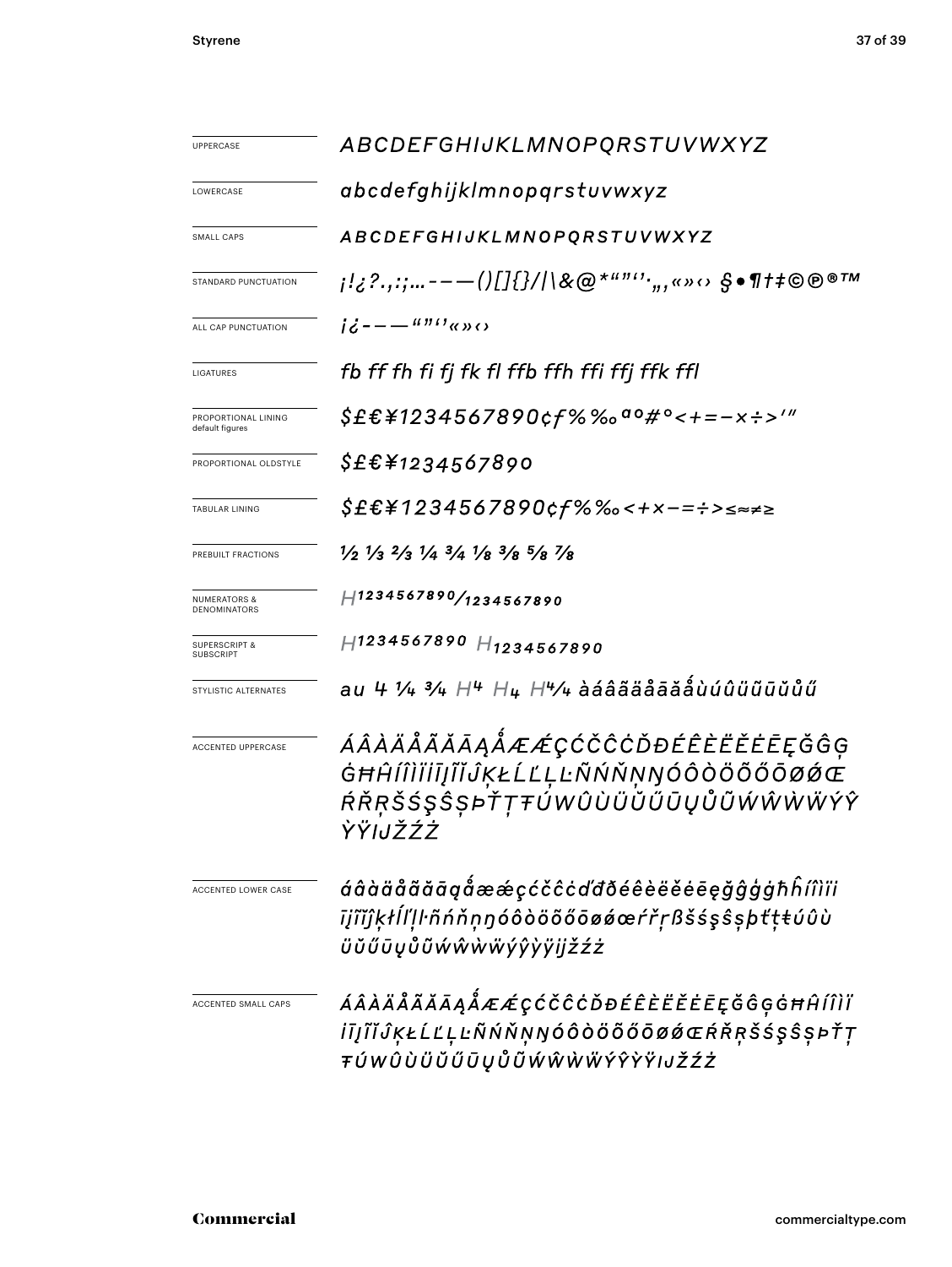| | |
|---|---|
| UPPERCASE | *ABCDEFGHIJKLMNOPQRSTUVWXYZ* |
| LOWERCASE | *abcdefghijklmnopqrstuvwxyz* |
| SMALL CAPS | *ABCDEFGHIJKLMNOPQRSTUVWXYZ* |
| STANDARD PUNCTUATION | *¡!¿?.,:;…-–—()[]{}/\|\\&@*"”‘’·„‚«»‹› §•¶†‡©℗®™* |
| ALL CAP PUNCTUATION | *¡¿-–—"”‘’«»‹›* |
| LIGATURES | *fb ff fh fi fj fk fl ffb ffh ffi ffj ffk ffl* |
| PROPORTIONAL LINING default figures | *$£€¥1234567890¢ƒ%‰ªº#°<+=−×÷>′″* |
| PROPORTIONAL OLDSTYLE | *$£€¥1234567890* |
| TABULAR LINING | *$£€¥1234567890¢ƒ%‰<+×−=÷>≤≈≠≥* |
| PREBUILT FRACTIONS | *½ ⅓ ⅔ ¼ ¾ ⅛ ⅜ ⅝ ⅞* |
| NUMERATORS & DENOMINATORS | *H1234567890/1234567890* |
| SUPERSCRIPT & SUBSCRIPT | *H1234567890 H1234567890* |
| STYLISTIC ALTERNATES | *au 4 ¼ ¾ H4 H4 H4/4 àáâãäåāăǻùúûüũūŭůű* |
| ACCENTED UPPERCASE | *ÁÂÀÄÅÃĂĀĄǺÆǼÇĆČĈĊĎĐÉÊÈËĚĖĒĘĞĜĢĠĦĤÍÎÌÏĪĮĨĬĴĶŁĹĽĻĿÑŃŇŅŊÓÔÒÖÕŐŌØǾŒŔŘŖŠŚŞŜȘÞŤŢŦÚŴÛÙÜŬŰŪŲŮŨẂŴẀẄÝŶỲŸĲŽŹŻ* |
| ACCENTED LOWER CASE | *áâàäåãăāąǻæǽçćčĉċďđðéêèëěėēęğĝģġħĥíîìïīįĩĭĵķłĺľļŀñńňņŋóôòöõőōøǿœŕřŗßšśşŝșþťţŧúûùüŭűūųůũẃŵẁẅýŷỳÿĳžźż* |
| ACCENTED SMALL CAPS | *ÁÂÀÄÅÃĂĀĄǺÆǼÇĆČĈĊĎĐÉÊÈËĚĖĒĘĞĜĢĠĦĤÍÎÌÏĪĮĨĬĴĶŁĹĽĻĿÑŃŇŅŊÓÔÒÖÕŐŌØǾŒŔŘŖŠŚŞŜȘÞŤŢŦÚŴÛÙÜŬŰŪŲŮŨẂŴẀẄÝŶỲŸĲŽŹŻ* |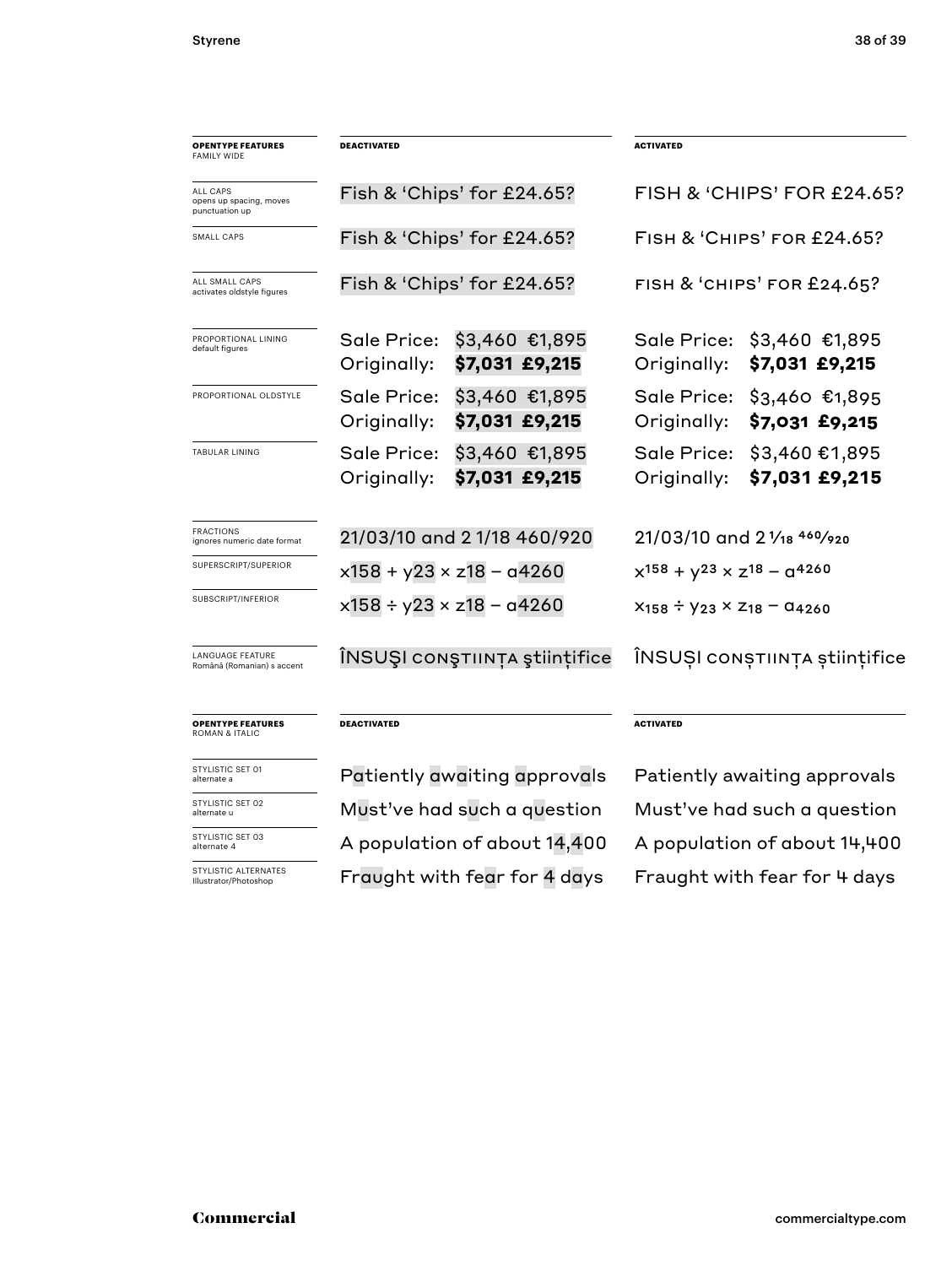| **OPENTYPE FEATURES** FAMILY WIDE | **DEACTIVATED** | **ACTIVATED** |
|---|---|---|
| ALL CAPS opens up spacing, moves punctuation up | Fish & 'Chips' for £24.65? | FISH & 'CHIPS' FOR £24.65? |
| SMALL CAPS | Fish & 'Chips' for £24.65? | Fish & 'Chips' for £24.65? |
| ALL SMALL CAPS activates oldstyle figures | Fish & 'Chips' for £24.65? | fish & 'chips' for £24.65? |
| PROPORTIONAL LINING default figures | Sale Price: \$3,460 €1,895 Originally: **\$7,031 £9,215** | Sale Price: \$3,460 €1,895 Originally: **\$7,031 £9,215** |
| PROPORTIONAL OLDSTYLE | Sale Price: \$3,460 €1,895 Originally: **\$7,031 £9,215** | Sale Price: \$3,460 €1,895 Originally: **\$7,031 £9,215** |
| TABULAR LINING | Sale Price: \$3,460 €1,895 Originally: **\$7,031 £9,215** | Sale Price: \$3,460 €1,895 Originally: **\$7,031 £9,215** |
| FRACTIONS ignores numeric date format | 21/03/10 and 2 1/18 460/920 | 21/03/10 and 2 ¹⁄₁₈ ⁴⁶⁰⁄₉₂₀ |
| SUPERSCRIPT/SUPERIOR | x158 + y23 × z18 – a4260 | $x^{158} + y^{23} \times z^{18} - a^{4260}$ |
| SUBSCRIPT/INFERIOR | x158 ÷ y23 × z18 – a4260 | $x_{158} \div y_{23} \times z_{18} - a_{4260}$ |
| LANGUAGE FEATURE Română (Romanian) s accent | ÎNSUŞI conştiinţa ştiinţifice | ÎNSUȘI conștiința științifice |

| **OPENTYPE FEATURES** ROMAN & ITALIC | **DEACTIVATED** | **ACTIVATED** |
|---|---|---|
| STYLISTIC SET 01 alternate a | Patiently awaiting approvals | Patiently awaiting approvals |
| STYLISTIC SET 02 alternate u | Must've had such a question | Must've had such a question |
| STYLISTIC SET 03 alternate 4 | A population of about 14,400 | A population of about 14,400 |
| STYLISTIC ALTERNATES Illustrator/Photoshop | Fraught with fear for 4 days | Fraught with fear for 4 days |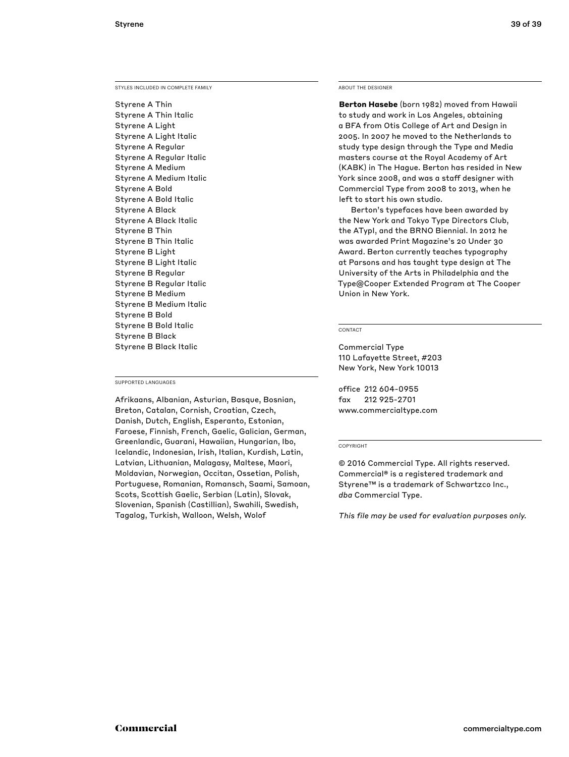## STYLES INCLUDED IN COMPLETE FAMILY

Styrene A Thin
Styrene A Thin Italic
Styrene A Light
Styrene A Light Italic
Styrene A Regular
Styrene A Regular Italic
Styrene A Medium
Styrene A Medium Italic
Styrene A Bold
Styrene A Bold Italic
Styrene A Black
Styrene A Black Italic
Styrene B Thin
Styrene B Thin Italic
Styrene B Light
Styrene B Light Italic
Styrene B Regular
Styrene B Regular Italic
Styrene B Medium
Styrene B Medium Italic
Styrene B Bold
Styrene B Bold Italic
Styrene B Black
Styrene B Black Italic

## SUPPORTED LANGUAGES

Afrikaans, Albanian, Asturian, Basque, Bosnian, Breton, Catalan, Cornish, Croatian, Czech, Danish, Dutch, English, Esperanto, Estonian, Faroese, Finnish, French, Gaelic, Galician, German, Greenlandic, Guarani, Hawaiian, Hungarian, Ibo, Icelandic, Indonesian, Irish, Italian, Kurdish, Latin, Latvian, Lithuanian, Malagasy, Maltese, Maori, Moldavian, Norwegian, Occitan, Ossetian, Polish, Portuguese, Romanian, Romansch, Saami, Samoan, Scots, Scottish Gaelic, Serbian (Latin), Slovak, Slovenian, Spanish (Castillian), Swahili, Swedish, Tagalog, Turkish, Walloon, Welsh, Wolof

## ABOUT THE DESIGNER

**Berton Hasebe** (born 1982) moved from Hawaii to study and work in Los Angeles, obtaining a BFA from Otis College of Art and Design in 2005. In 2007 he moved to the Netherlands to study type design through the Type and Media masters course at the Royal Academy of Art (KABK) in The Hague. Berton has resided in New York since 2008, and was a staff designer with Commercial Type from 2008 to 2013, when he left to start his own studio.

Berton's typefaces have been awarded by the New York and Tokyo Type Directors Club, the ATypI, and the BRNO Biennial. In 2012 he was awarded Print Magazine's 20 Under 30 Award. Berton currently teaches typography at Parsons and has taught type design at The University of the Arts in Philadelphia and the Type@Cooper Extended Program at The Cooper Union in New York.

## CONTACT

Commercial Type
110 Lafayette Street, #203
New York, New York 10013

office 212 604-0955
fax 212 925-2701
www.commercialtype.com

## COPYRIGHT

© 2016 Commercial Type. All rights reserved. Commercial® is a registered trademark and Styrene™ is a trademark of Schwartzco Inc., *dba* Commercial Type.

*This file may be used for evaluation purposes only.*